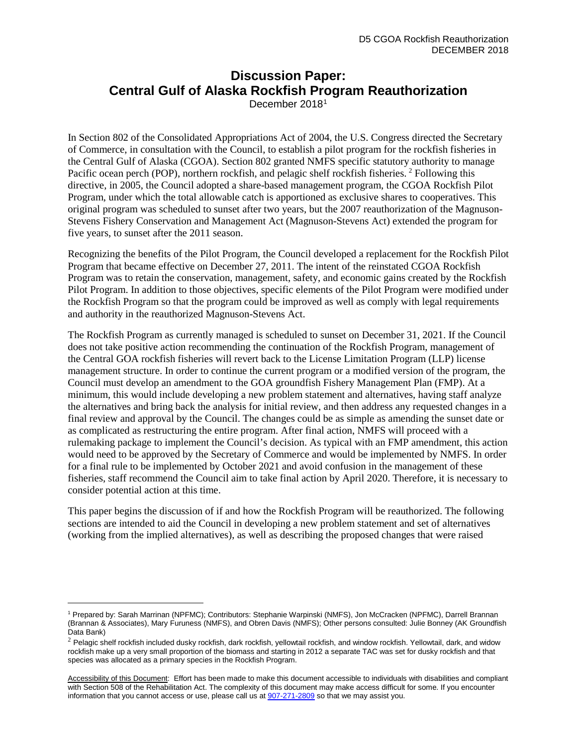# Discussion Paper: Central Gulf of Alaska Rockfish Program Reauthorization

December 2018[1]

In Section 802 of the Consolidated Appropriations Act of 2004, the U.S. Congress directed the Secretary of Commerce, in consultation with the Council, to establish a pilot program for the rockfish fisheries in the Central Gulf of Alaska (CGOA). Section 802 granted NMFS specific statutory authority to manage Pacific ocean perch (POP), northern rockfish, and pelagic shelf rockfish fisheries.[2] Following this directive, in 2005, the Council adopted a share-based management program, the CGOA Rockfish Pilot Program, under which the total allowable catch is apportioned as exclusive shares to cooperatives. This original program was scheduled to sunset after two years, but the 2007 reauthorization of the Magnuson-Stevens Fishery Conservation and Management Act (Magnuson-Stevens Act) extended the program for five years, to sunset after the 2011 season.

Recognizing the benefits of the Pilot Program, the Council developed a replacement for the Rockfish Pilot Program that became effective on December 27, 2011. The intent of the reinstated CGOA Rockfish Program was to retain the conservation, management, safety, and economic gains created by the Rockfish Pilot Program. In addition to those objectives, specific elements of the Pilot Program were modified under the Rockfish Program so that the program could be improved as well as comply with legal requirements and authority in the reauthorized Magnuson-Stevens Act.

The Rockfish Program as currently managed is scheduled to sunset on December 31, 2021. If the Council does not take positive action recommending the continuation of the Rockfish Program, management of the Central GOA rockfish fisheries will revert back to the License Limitation Program (LLP) license management structure. In order to continue the current program or a modified version of the program, the Council must develop an amendment to the GOA groundfish Fishery Management Plan (FMP). At a minimum, this would include developing a new problem statement and alternatives, having staff analyze the alternatives and bring back the analysis for initial review, and then address any requested changes in a final review and approval by the Council. The changes could be as simple as amending the sunset date or as complicated as restructuring the entire program. After final action, NMFS will proceed with a rulemaking package to implement the Council's decision. As typical with an FMP amendment, this action would need to be approved by the Secretary of Commerce and would be implemented by NMFS. In order for a final rule to be implemented by October 2021 and avoid confusion in the management of these fisheries, staff recommend the Council aim to take final action by April 2020. Therefore, it is necessary to consider potential action at this time.

This paper begins the discussion of if and how the Rockfish Program will be reauthorized. The following sections are intended to aid the Council in developing a new problem statement and set of alternatives (working from the implied alternatives), as well as describing the proposed changes that were raised

---

[1] Prepared by: Sarah Marrinan (NPFMC); Contributors: Stephanie Warpinski (NMFS), Jon McCracken (NPFMC), Darrell Brannan (Brannan & Associates), Mary Furuness (NMFS), and Obren Davis (NMFS); Other persons consulted: Julie Bonney (AK Groundfish Data Bank)

[2] Pelagic shelf rockfish included dusky rockfish, dark rockfish, yellowtail rockfish, and window rockfish. Yellowtail, dark, and widow rockfish make up a very small proportion of the biomass and starting in 2012 a separate TAC was set for dusky rockfish and that species was allocated as a primary species in the Rockfish Program.

Accessibility of this Document: Effort has been made to make this document accessible to individuals with disabilities and compliant with Section 508 of the Rehabilitation Act. The complexity of this document may make access difficult for some. If you encounter information that you cannot access or use, please call us at 907-271-2809 so that we may assist you.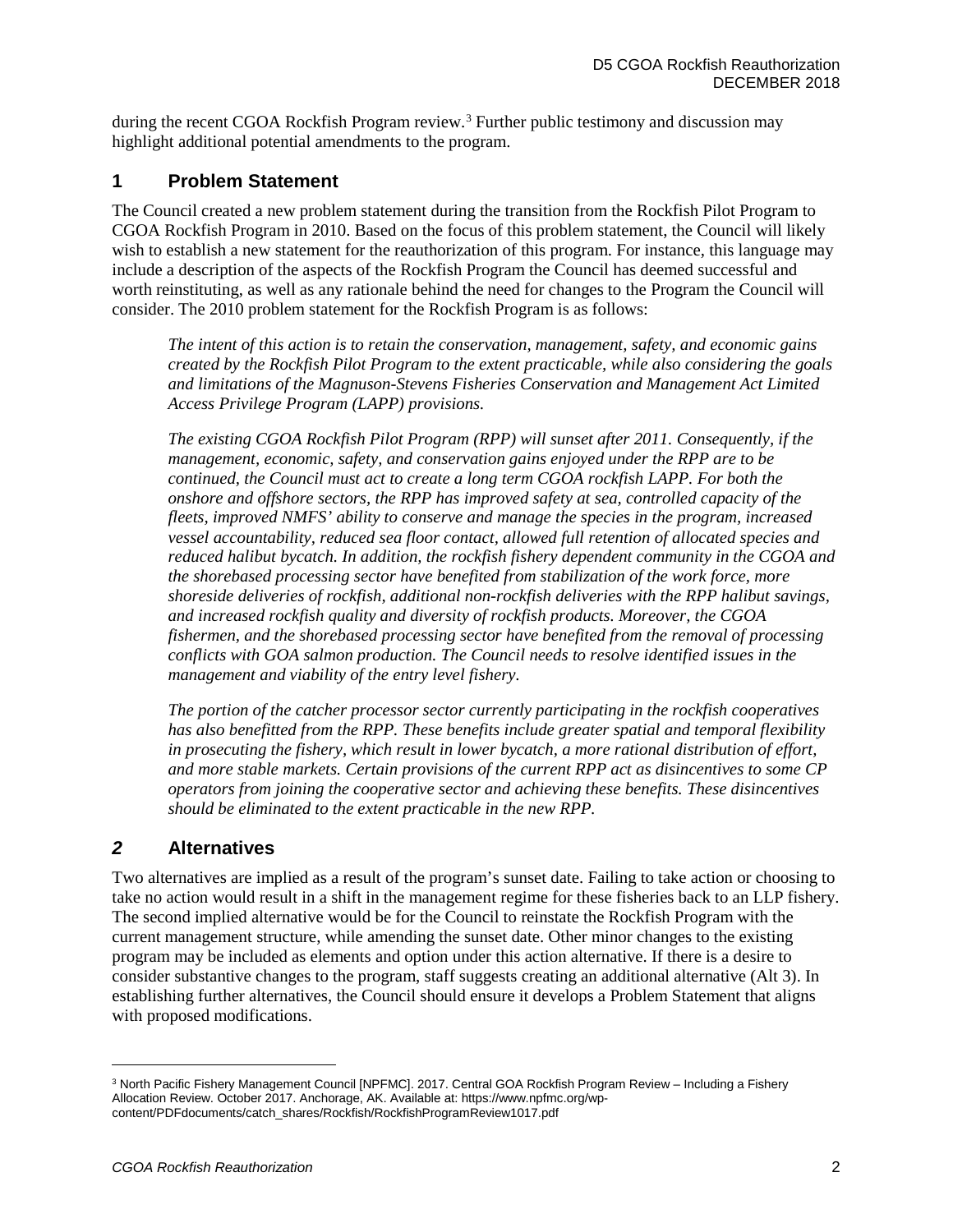during the recent CGOA Rockfish Program review.[3] Further public testimony and discussion may highlight additional potential amendments to the program.

# 1 Problem Statement

The Council created a new problem statement during the transition from the Rockfish Pilot Program to CGOA Rockfish Program in 2010. Based on the focus of this problem statement, the Council will likely wish to establish a new statement for the reauthorization of this program. For instance, this language may include a description of the aspects of the Rockfish Program the Council has deemed successful and worth reinstituting, as well as any rationale behind the need for changes to the Program the Council will consider. The 2010 problem statement for the Rockfish Program is as follows:

> *The intent of this action is to retain the conservation, management, safety, and economic gains created by the Rockfish Pilot Program to the extent practicable, while also considering the goals and limitations of the Magnuson-Stevens Fisheries Conservation and Management Act Limited Access Privilege Program (LAPP) provisions.*
>
> *The existing CGOA Rockfish Pilot Program (RPP) will sunset after 2011. Consequently, if the management, economic, safety, and conservation gains enjoyed under the RPP are to be continued, the Council must act to create a long term CGOA rockfish LAPP. For both the onshore and offshore sectors, the RPP has improved safety at sea, controlled capacity of the fleets, improved NMFS' ability to conserve and manage the species in the program, increased vessel accountability, reduced sea floor contact, allowed full retention of allocated species and reduced halibut bycatch. In addition, the rockfish fishery dependent community in the CGOA and the shorebased processing sector have benefited from stabilization of the work force, more shoreside deliveries of rockfish, additional non-rockfish deliveries with the RPP halibut savings, and increased rockfish quality and diversity of rockfish products. Moreover, the CGOA fishermen, and the shorebased processing sector have benefited from the removal of processing conflicts with GOA salmon production. The Council needs to resolve identified issues in the management and viability of the entry level fishery.*
>
> *The portion of the catcher processor sector currently participating in the rockfish cooperatives has also benefitted from the RPP. These benefits include greater spatial and temporal flexibility in prosecuting the fishery, which result in lower bycatch, a more rational distribution of effort, and more stable markets. Certain provisions of the current RPP act as disincentives to some CP operators from joining the cooperative sector and achieving these benefits. These disincentives should be eliminated to the extent practicable in the new RPP.*

# 2 Alternatives

Two alternatives are implied as a result of the program's sunset date. Failing to take action or choosing to take no action would result in a shift in the management regime for these fisheries back to an LLP fishery. The second implied alternative would be for the Council to reinstate the Rockfish Program with the current management structure, while amending the sunset date. Other minor changes to the existing program may be included as elements and option under this action alternative. If there is a desire to consider substantive changes to the program, staff suggests creating an additional alternative (Alt 3). In establishing further alternatives, the Council should ensure it develops a Problem Statement that aligns with proposed modifications.

[3] North Pacific Fishery Management Council [NPFMC]. 2017. Central GOA Rockfish Program Review – Including a Fishery Allocation Review. October 2017. Anchorage, AK. Available at: https://www.npfmc.org/wp-content/PDFdocuments/catch_shares/Rockfish/RockfishProgramReview1017.pdf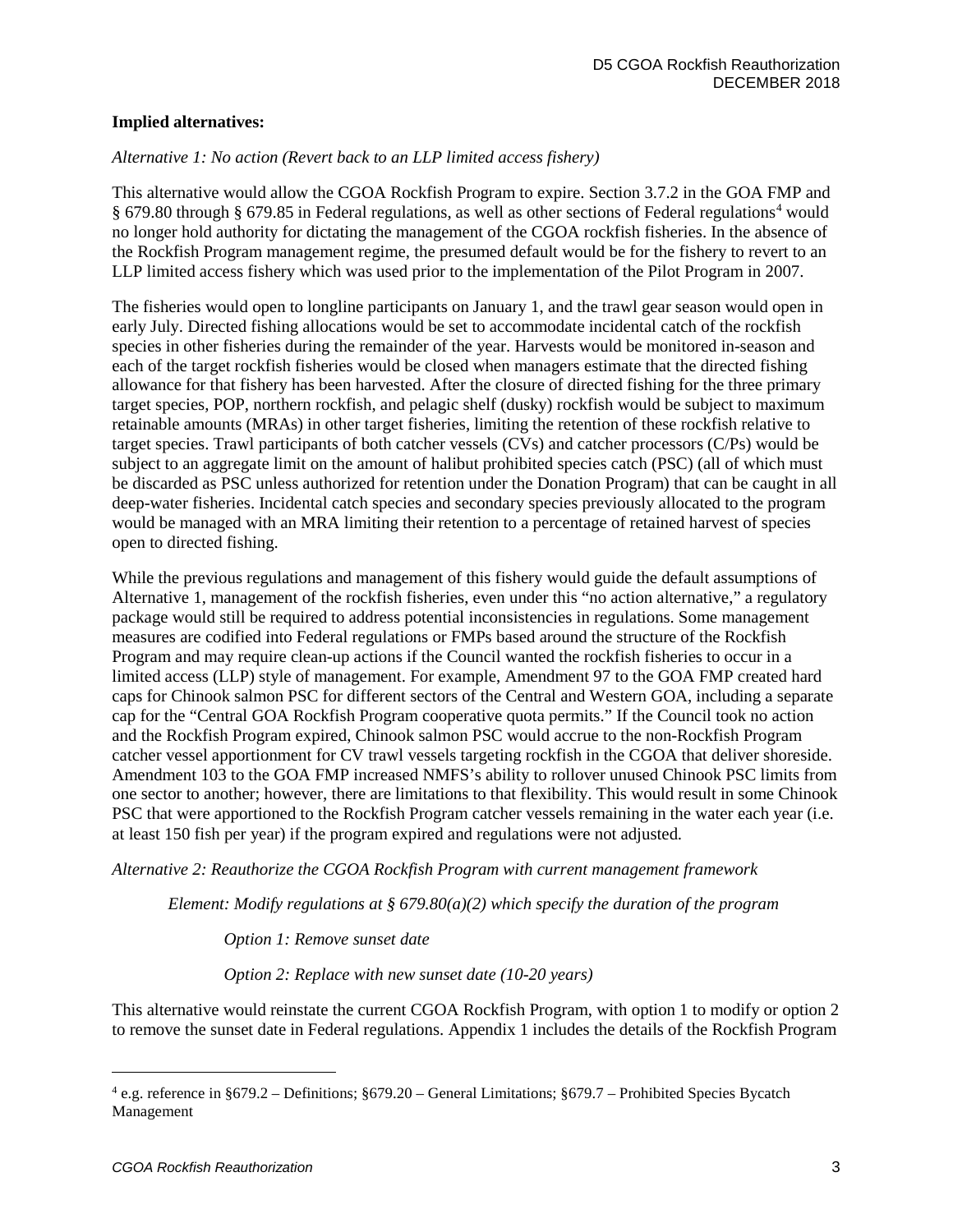**Implied alternatives:**

*Alternative 1: No action (Revert back to an LLP limited access fishery)*

This alternative would allow the CGOA Rockfish Program to expire. Section 3.7.2 in the GOA FMP and § 679.80 through § 679.85 in Federal regulations, as well as other sections of Federal regulations[4] would no longer hold authority for dictating the management of the CGOA rockfish fisheries. In the absence of the Rockfish Program management regime, the presumed default would be for the fishery to revert to an LLP limited access fishery which was used prior to the implementation of the Pilot Program in 2007.

The fisheries would open to longline participants on January 1, and the trawl gear season would open in early July. Directed fishing allocations would be set to accommodate incidental catch of the rockfish species in other fisheries during the remainder of the year. Harvests would be monitored in-season and each of the target rockfish fisheries would be closed when managers estimate that the directed fishing allowance for that fishery has been harvested. After the closure of directed fishing for the three primary target species, POP, northern rockfish, and pelagic shelf (dusky) rockfish would be subject to maximum retainable amounts (MRAs) in other target fisheries, limiting the retention of these rockfish relative to target species. Trawl participants of both catcher vessels (CVs) and catcher processors (C/Ps) would be subject to an aggregate limit on the amount of halibut prohibited species catch (PSC) (all of which must be discarded as PSC unless authorized for retention under the Donation Program) that can be caught in all deep-water fisheries. Incidental catch species and secondary species previously allocated to the program would be managed with an MRA limiting their retention to a percentage of retained harvest of species open to directed fishing.

While the previous regulations and management of this fishery would guide the default assumptions of Alternative 1, management of the rockfish fisheries, even under this "no action alternative," a regulatory package would still be required to address potential inconsistencies in regulations. Some management measures are codified into Federal regulations or FMPs based around the structure of the Rockfish Program and may require clean-up actions if the Council wanted the rockfish fisheries to occur in a limited access (LLP) style of management. For example, Amendment 97 to the GOA FMP created hard caps for Chinook salmon PSC for different sectors of the Central and Western GOA, including a separate cap for the "Central GOA Rockfish Program cooperative quota permits." If the Council took no action and the Rockfish Program expired, Chinook salmon PSC would accrue to the non-Rockfish Program catcher vessel apportionment for CV trawl vessels targeting rockfish in the CGOA that deliver shoreside. Amendment 103 to the GOA FMP increased NMFS's ability to rollover unused Chinook PSC limits from one sector to another; however, there are limitations to that flexibility. This would result in some Chinook PSC that were apportioned to the Rockfish Program catcher vessels remaining in the water each year (i.e. at least 150 fish per year) if the program expired and regulations were not adjusted.

*Alternative 2: Reauthorize the CGOA Rockfish Program with current management framework*

*Element: Modify regulations at § 679.80(a)(2) which specify the duration of the program*

*Option 1: Remove sunset date*

*Option 2: Replace with new sunset date (10-20 years)*

This alternative would reinstate the current CGOA Rockfish Program, with option 1 to modify or option 2 to remove the sunset date in Federal regulations. Appendix 1 includes the details of the Rockfish Program

[4] e.g. reference in §679.2 – Definitions; §679.20 – General Limitations; §679.7 – Prohibited Species Bycatch Management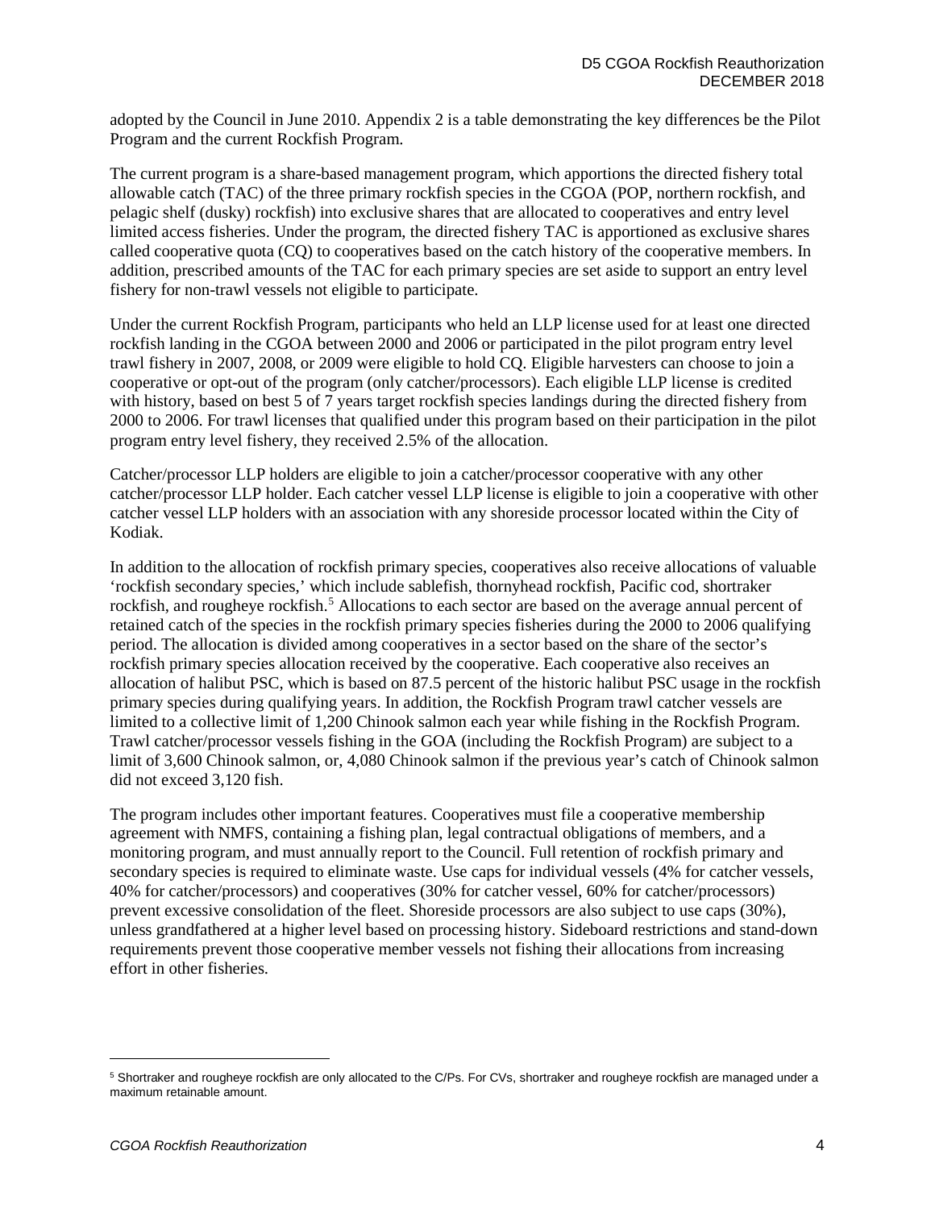adopted by the Council in June 2010. Appendix 2 is a table demonstrating the key differences be the Pilot Program and the current Rockfish Program.

The current program is a share-based management program, which apportions the directed fishery total allowable catch (TAC) of the three primary rockfish species in the CGOA (POP, northern rockfish, and pelagic shelf (dusky) rockfish) into exclusive shares that are allocated to cooperatives and entry level limited access fisheries. Under the program, the directed fishery TAC is apportioned as exclusive shares called cooperative quota (CQ) to cooperatives based on the catch history of the cooperative members. In addition, prescribed amounts of the TAC for each primary species are set aside to support an entry level fishery for non-trawl vessels not eligible to participate.

Under the current Rockfish Program, participants who held an LLP license used for at least one directed rockfish landing in the CGOA between 2000 and 2006 or participated in the pilot program entry level trawl fishery in 2007, 2008, or 2009 were eligible to hold CQ. Eligible harvesters can choose to join a cooperative or opt-out of the program (only catcher/processors). Each eligible LLP license is credited with history, based on best 5 of 7 years target rockfish species landings during the directed fishery from 2000 to 2006. For trawl licenses that qualified under this program based on their participation in the pilot program entry level fishery, they received 2.5% of the allocation.

Catcher/processor LLP holders are eligible to join a catcher/processor cooperative with any other catcher/processor LLP holder. Each catcher vessel LLP license is eligible to join a cooperative with other catcher vessel LLP holders with an association with any shoreside processor located within the City of Kodiak.

In addition to the allocation of rockfish primary species, cooperatives also receive allocations of valuable 'rockfish secondary species,' which include sablefish, thornyhead rockfish, Pacific cod, shortraker rockfish, and rougheye rockfish.[5] Allocations to each sector are based on the average annual percent of retained catch of the species in the rockfish primary species fisheries during the 2000 to 2006 qualifying period. The allocation is divided among cooperatives in a sector based on the share of the sector's rockfish primary species allocation received by the cooperative. Each cooperative also receives an allocation of halibut PSC, which is based on 87.5 percent of the historic halibut PSC usage in the rockfish primary species during qualifying years. In addition, the Rockfish Program trawl catcher vessels are limited to a collective limit of 1,200 Chinook salmon each year while fishing in the Rockfish Program. Trawl catcher/processor vessels fishing in the GOA (including the Rockfish Program) are subject to a limit of 3,600 Chinook salmon, or, 4,080 Chinook salmon if the previous year's catch of Chinook salmon did not exceed 3,120 fish.

The program includes other important features. Cooperatives must file a cooperative membership agreement with NMFS, containing a fishing plan, legal contractual obligations of members, and a monitoring program, and must annually report to the Council. Full retention of rockfish primary and secondary species is required to eliminate waste. Use caps for individual vessels (4% for catcher vessels, 40% for catcher/processors) and cooperatives (30% for catcher vessel, 60% for catcher/processors) prevent excessive consolidation of the fleet. Shoreside processors are also subject to use caps (30%), unless grandfathered at a higher level based on processing history. Sideboard restrictions and stand-down requirements prevent those cooperative member vessels not fishing their allocations from increasing effort in other fisheries.

---

[5] Shortraker and rougheye rockfish are only allocated to the C/Ps. For CVs, shortraker and rougheye rockfish are managed under a maximum retainable amount.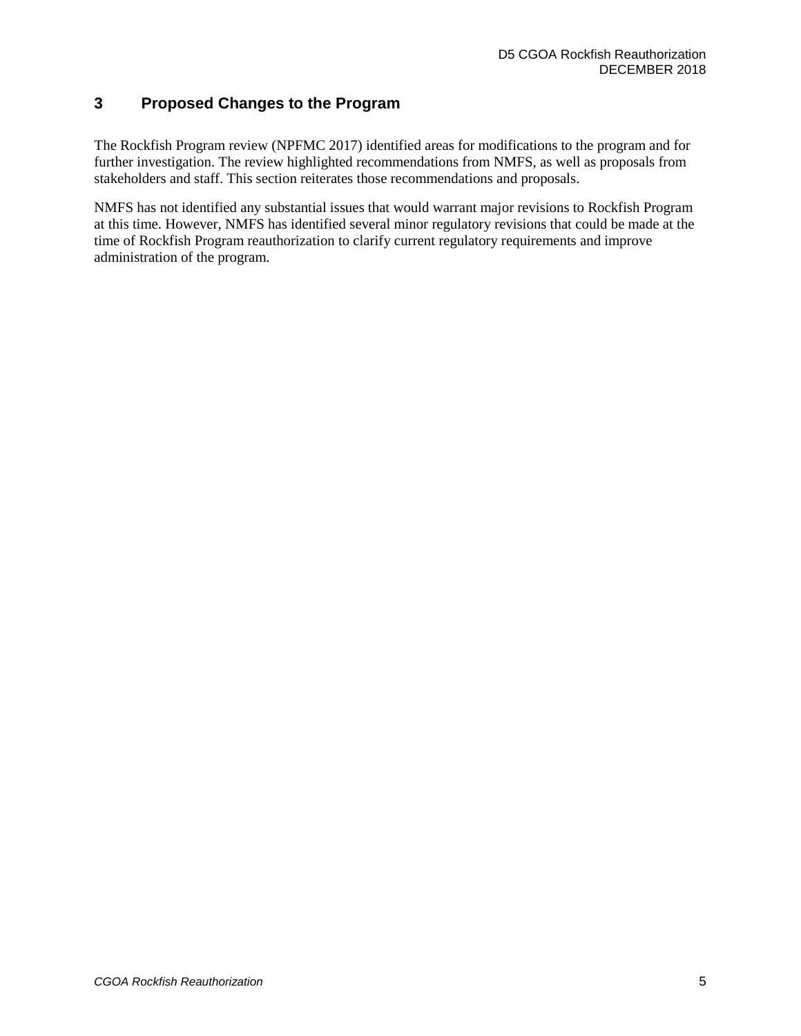# 3 Proposed Changes to the Program

The Rockfish Program review (NPFMC 2017) identified areas for modifications to the program and for further investigation. The review highlighted recommendations from NMFS, as well as proposals from stakeholders and staff. This section reiterates those recommendations and proposals.

NMFS has not identified any substantial issues that would warrant major revisions to Rockfish Program at this time. However, NMFS has identified several minor regulatory revisions that could be made at the time of Rockfish Program reauthorization to clarify current regulatory requirements and improve administration of the program.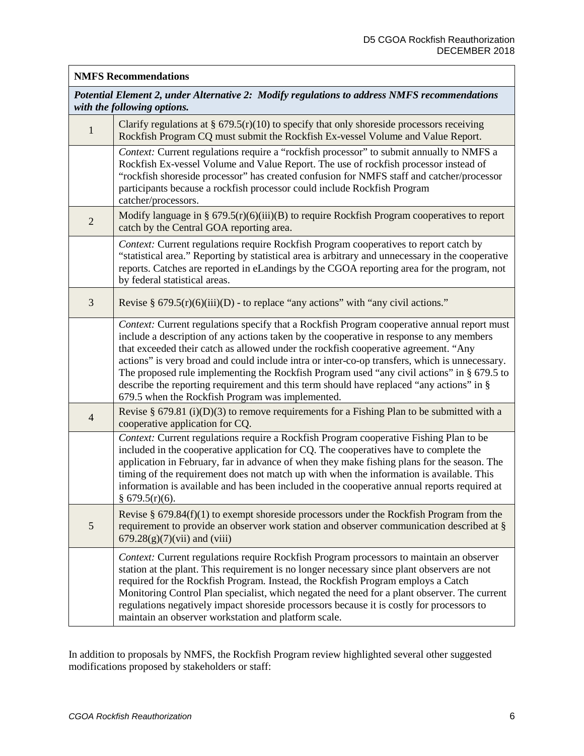| NMFS Recommendations | |
|---|---|
| ***Potential Element 2, under Alternative 2: Modify regulations to address NMFS recommendations with the following options.*** | |
| 1 | Clarify regulations at § 679.5(r)(10) to specify that only shoreside processors receiving Rockfish Program CQ must submit the Rockfish Ex-vessel Volume and Value Report. |
| | *Context:* Current regulations require a "rockfish processor" to submit annually to NMFS a Rockfish Ex-vessel Volume and Value Report. The use of rockfish processor instead of "rockfish shoreside processor" has created confusion for NMFS staff and catcher/processor participants because a rockfish processor could include Rockfish Program catcher/processors. |
| 2 | Modify language in § 679.5(r)(6)(iii)(B) to require Rockfish Program cooperatives to report catch by the Central GOA reporting area. |
| | *Context:* Current regulations require Rockfish Program cooperatives to report catch by "statistical area." Reporting by statistical area is arbitrary and unnecessary in the cooperative reports. Catches are reported in eLandings by the CGOA reporting area for the program, not by federal statistical areas. |
| 3 | Revise § 679.5(r)(6)(iii)(D) - to replace "any actions" with "any civil actions." |
| | *Context:* Current regulations specify that a Rockfish Program cooperative annual report must include a description of any actions taken by the cooperative in response to any members that exceeded their catch as allowed under the rockfish cooperative agreement. "Any actions" is very broad and could include intra or inter-co-op transfers, which is unnecessary. The proposed rule implementing the Rockfish Program used "any civil actions" in § 679.5 to describe the reporting requirement and this term should have replaced "any actions" in § 679.5 when the Rockfish Program was implemented. |
| 4 | Revise § 679.81 (i)(D)(3) to remove requirements for a Fishing Plan to be submitted with a cooperative application for CQ. |
| | *Context:* Current regulations require a Rockfish Program cooperative Fishing Plan to be included in the cooperative application for CQ. The cooperatives have to complete the application in February, far in advance of when they make fishing plans for the season. The timing of the requirement does not match up with when the information is available. This information is available and has been included in the cooperative annual reports required at § 679.5(r)(6). |
| 5 | Revise § 679.84(f)(1) to exempt shoreside processors under the Rockfish Program from the requirement to provide an observer work station and observer communication described at § 679.28(g)(7)(vii) and (viii) |
| | *Context:* Current regulations require Rockfish Program processors to maintain an observer station at the plant. This requirement is no longer necessary since plant observers are not required for the Rockfish Program. Instead, the Rockfish Program employs a Catch Monitoring Control Plan specialist, which negated the need for a plant observer. The current regulations negatively impact shoreside processors because it is costly for processors to maintain an observer workstation and platform scale. |

In addition to proposals by NMFS, the Rockfish Program review highlighted several other suggested modifications proposed by stakeholders or staff: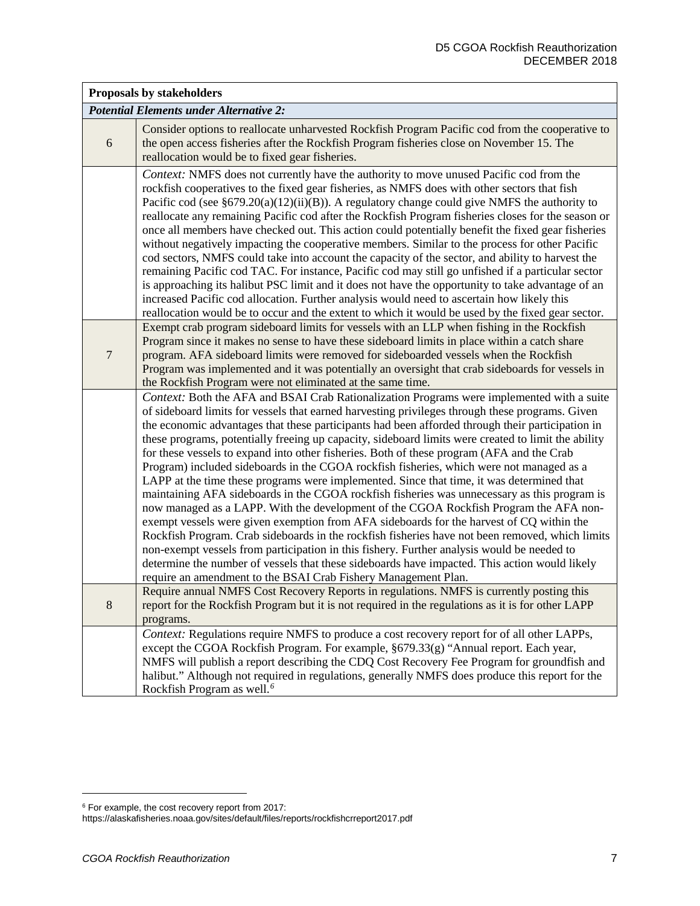| Proposals by stakeholders | |
|---|---|
| ***Potential Elements under Alternative 2:*** | |
| 6 | Consider options to reallocate unharvested Rockfish Program Pacific cod from the cooperative to the open access fisheries after the Rockfish Program fisheries close on November 15. The reallocation would be to fixed gear fisheries. |
| | *Context:* NMFS does not currently have the authority to move unused Pacific cod from the rockfish cooperatives to the fixed gear fisheries, as NMFS does with other sectors that fish Pacific cod (see §679.20(a)(12)(ii)(B)). A regulatory change could give NMFS the authority to reallocate any remaining Pacific cod after the Rockfish Program fisheries closes for the season or once all members have checked out. This action could potentially benefit the fixed gear fisheries without negatively impacting the cooperative members. Similar to the process for other Pacific cod sectors, NMFS could take into account the capacity of the sector, and ability to harvest the remaining Pacific cod TAC. For instance, Pacific cod may still go unfished if a particular sector is approaching its halibut PSC limit and it does not have the opportunity to take advantage of an increased Pacific cod allocation. Further analysis would need to ascertain how likely this reallocation would be to occur and the extent to which it would be used by the fixed gear sector. |
| 7 | Exempt crab program sideboard limits for vessels with an LLP when fishing in the Rockfish Program since it makes no sense to have these sideboard limits in place within a catch share program. AFA sideboard limits were removed for sideboarded vessels when the Rockfish Program was implemented and it was potentially an oversight that crab sideboards for vessels in the Rockfish Program were not eliminated at the same time. |
| | *Context:* Both the AFA and BSAI Crab Rationalization Programs were implemented with a suite of sideboard limits for vessels that earned harvesting privileges through these programs. Given the economic advantages that these participants had been afforded through their participation in these programs, potentially freeing up capacity, sideboard limits were created to limit the ability for these vessels to expand into other fisheries. Both of these program (AFA and the Crab Program) included sideboards in the CGOA rockfish fisheries, which were not managed as a LAPP at the time these programs were implemented. Since that time, it was determined that maintaining AFA sideboards in the CGOA rockfish fisheries was unnecessary as this program is now managed as a LAPP. With the development of the CGOA Rockfish Program the AFA non-exempt vessels were given exemption from AFA sideboards for the harvest of CQ within the Rockfish Program. Crab sideboards in the rockfish fisheries have not been removed, which limits non-exempt vessels from participation in this fishery. Further analysis would be needed to determine the number of vessels that these sideboards have impacted. This action would likely require an amendment to the BSAI Crab Fishery Management Plan. |
| 8 | Require annual NMFS Cost Recovery Reports in regulations. NMFS is currently posting this report for the Rockfish Program but it is not required in the regulations as it is for other LAPP programs. |
| | *Context:* Regulations require NMFS to produce a cost recovery report for of all other LAPPs, except the CGOA Rockfish Program. For example, §679.33(g) "Annual report. Each year, NMFS will publish a report describing the CDQ Cost Recovery Fee Program for groundfish and halibut." Although not required in regulations, generally NMFS does produce this report for the Rockfish Program as well.[6] |

[6] For example, the cost recovery report from 2017:
https://alaskafisheries.noaa.gov/sites/default/files/reports/rockfishcrreport2017.pdf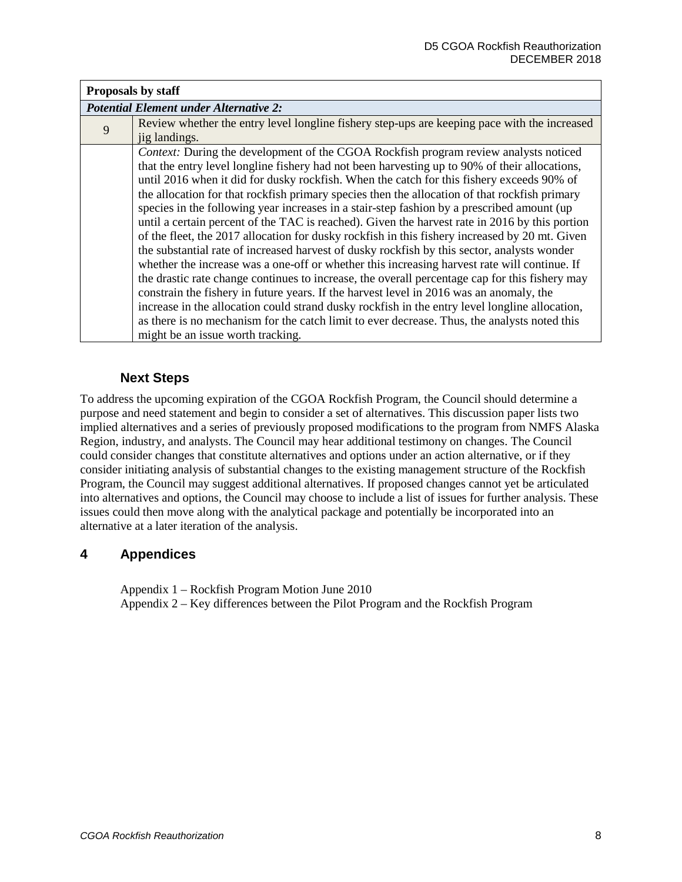| Proposals by staff | |
|---|---|
| ***Potential Element under Alternative 2:*** | |
| 9 | Review whether the entry level longline fishery step-ups are keeping pace with the increased jig landings. |
| | *Context:* During the development of the CGOA Rockfish program review analysts noticed that the entry level longline fishery had not been harvesting up to 90% of their allocations, until 2016 when it did for dusky rockfish. When the catch for this fishery exceeds 90% of the allocation for that rockfish primary species then the allocation of that rockfish primary species in the following year increases in a stair-step fashion by a prescribed amount (up until a certain percent of the TAC is reached). Given the harvest rate in 2016 by this portion of the fleet, the 2017 allocation for dusky rockfish in this fishery increased by 20 mt. Given the substantial rate of increased harvest of dusky rockfish by this sector, analysts wonder whether the increase was a one-off or whether this increasing harvest rate will continue. If the drastic rate change continues to increase, the overall percentage cap for this fishery may constrain the fishery in future years. If the harvest level in 2016 was an anomaly, the increase in the allocation could strand dusky rockfish in the entry level longline allocation, as there is no mechanism for the catch limit to ever decrease. Thus, the analysts noted this might be an issue worth tracking. |

### Next Steps

To address the upcoming expiration of the CGOA Rockfish Program, the Council should determine a purpose and need statement and begin to consider a set of alternatives. This discussion paper lists two implied alternatives and a series of previously proposed modifications to the program from NMFS Alaska Region, industry, and analysts. The Council may hear additional testimony on changes. The Council could consider changes that constitute alternatives and options under an action alternative, or if they consider initiating analysis of substantial changes to the existing management structure of the Rockfish Program, the Council may suggest additional alternatives. If proposed changes cannot yet be articulated into alternatives and options, the Council may choose to include a list of issues for further analysis. These issues could then move along with the analytical package and potentially be incorporated into an alternative at a later iteration of the analysis.

## 4 Appendices

Appendix 1 – Rockfish Program Motion June 2010
Appendix 2 – Key differences between the Pilot Program and the Rockfish Program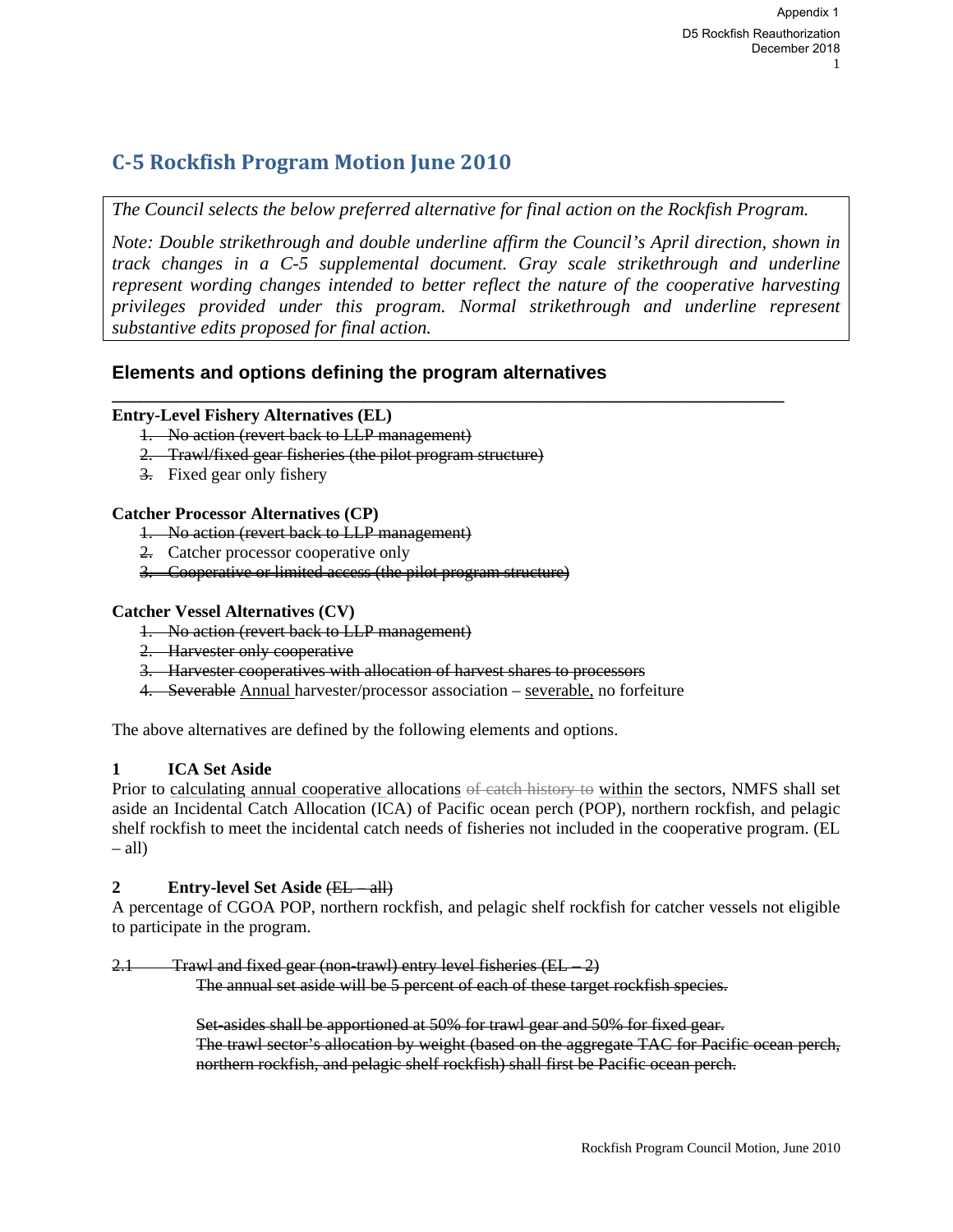# C-5 Rockfish Program Motion June 2010

*The Council selects the below preferred alternative for final action on the Rockfish Program.*

*Note: Double strikethrough and double underline affirm the Council's April direction, shown in track changes in a C-5 supplemental document. Gray scale strikethrough and underline represent wording changes intended to better reflect the nature of the cooperative harvesting privileges provided under this program. Normal strikethrough and underline represent substantive edits proposed for final action.*

## Elements and options defining the program alternatives

**Entry-Level Fishery Alternatives (EL)**

1. ~~No action (revert back to LLP management)~~
2. ~~Trawl/fixed gear fisheries (the pilot program structure)~~
3. Fixed gear only fishery

**Catcher Processor Alternatives (CP)**

1. ~~No action (revert back to LLP management)~~
2. Catcher processor cooperative only
3. ~~Cooperative or limited access (the pilot program structure)~~

**Catcher Vessel Alternatives (CV)**

1. ~~No action (revert back to LLP management)~~
2. ~~Harvester only cooperative~~
3. ~~Harvester cooperatives with allocation of harvest shares to processors~~
4. ~~Severable~~ <u>Annual</u> harvester/processor association – <u>severable,</u> no forfeiture

The above alternatives are defined by the following elements and options.

**1 ICA Set Aside**

Prior to <u>calculating annual cooperative</u> allocation<u>s</u> ~~of catch history to~~ <u>within</u> the sectors, NMFS shall set aside an Incidental Catch Allocation (ICA) of Pacific ocean perch (POP), northern rockfish, and pelagic shelf rockfish to meet the incidental catch needs of fisheries not included in the cooperative program. (EL – all)

**2 Entry-level Set Aside** ~~(EL – all)~~

A percentage of CGOA POP, northern rockfish, and pelagic shelf rockfish for catcher vessels not eligible to participate in the program.

~~2.1 Trawl and fixed gear (non-trawl) entry level fisheries (EL – 2)~~

~~The annual set aside will be 5 percent of each of these target rockfish species.~~

~~Set-asides shall be apportioned at 50% for trawl gear and 50% for fixed gear.~~
~~The trawl sector's allocation by weight (based on the aggregate TAC for Pacific ocean perch, northern rockfish, and pelagic shelf rockfish) shall first be Pacific ocean perch.~~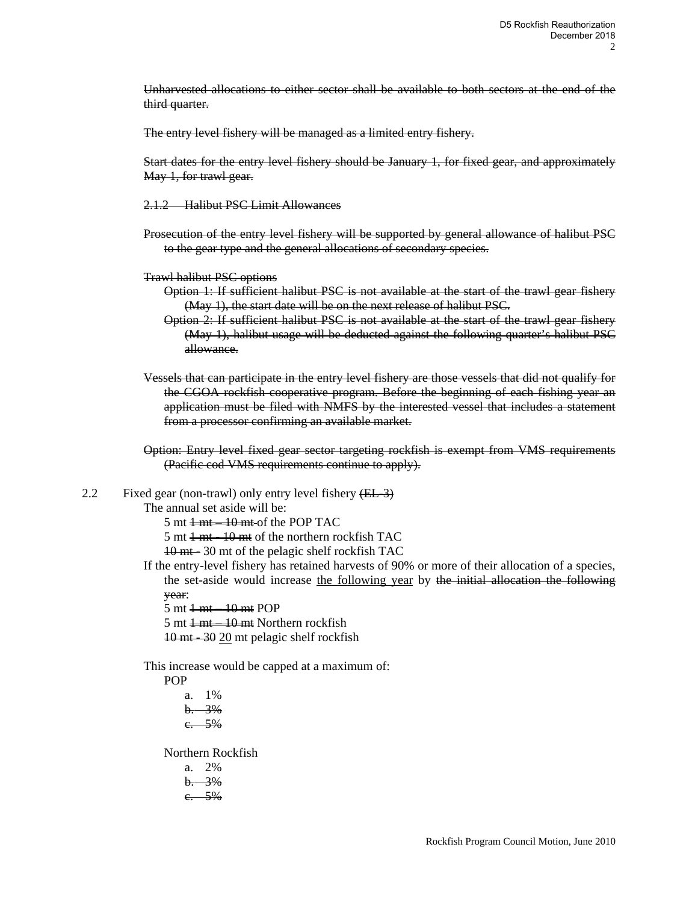~~Unharvested allocations to either sector shall be available to both sectors at the end of the third quarter.~~

~~The entry level fishery will be managed as a limited entry fishery.~~

~~Start dates for the entry level fishery should be January 1, for fixed gear, and approximately May 1, for trawl gear.~~

~~2.1.2 Halibut PSC Limit Allowances~~

~~Prosecution of the entry level fishery will be supported by general allowance of halibut PSC to the gear type and the general allocations of secondary species.~~

~~Trawl halibut PSC options~~

~~Option 1: If sufficient halibut PSC is not available at the start of the trawl gear fishery (May 1), the start date will be on the next release of halibut PSC.~~

~~Option 2: If sufficient halibut PSC is not available at the start of the trawl gear fishery (May 1), halibut usage will be deducted against the following quarter's halibut PSC allowance.~~

~~Vessels that can participate in the entry level fishery are those vessels that did not qualify for the CGOA rockfish cooperative program. Before the beginning of each fishing year an application must be filed with NMFS by the interested vessel that includes a statement from a processor confirming an available market.~~

~~Option: Entry level fixed gear sector targeting rockfish is exempt from VMS requirements (Pacific cod VMS requirements continue to apply).~~

2.2 Fixed gear (non-trawl) only entry level fishery ~~(EL-3)~~

The annual set aside will be:

5 mt ~~1 mt – 10 mt~~ of the POP TAC

5 mt ~~1 mt - 10 mt~~ of the northern rockfish TAC

~~10 mt -~~ 30 mt of the pelagic shelf rockfish TAC

If the entry-level fishery has retained harvests of 90% or more of their allocation of a species, the set-aside would increase <u>the following year</u> by ~~the initial allocation the following year~~:

5 mt ~~1 mt – 10 mt~~ POP

5 mt ~~1 mt – 10 mt~~ Northern rockfish

~~10 mt - 30~~ <u>20</u> mt pelagic shelf rockfish

This increase would be capped at a maximum of:

POP

a. 1%

~~b. 3%~~

~~c. 5%~~

Northern Rockfish

a. 2%

~~b. 3%~~

~~c. 5%~~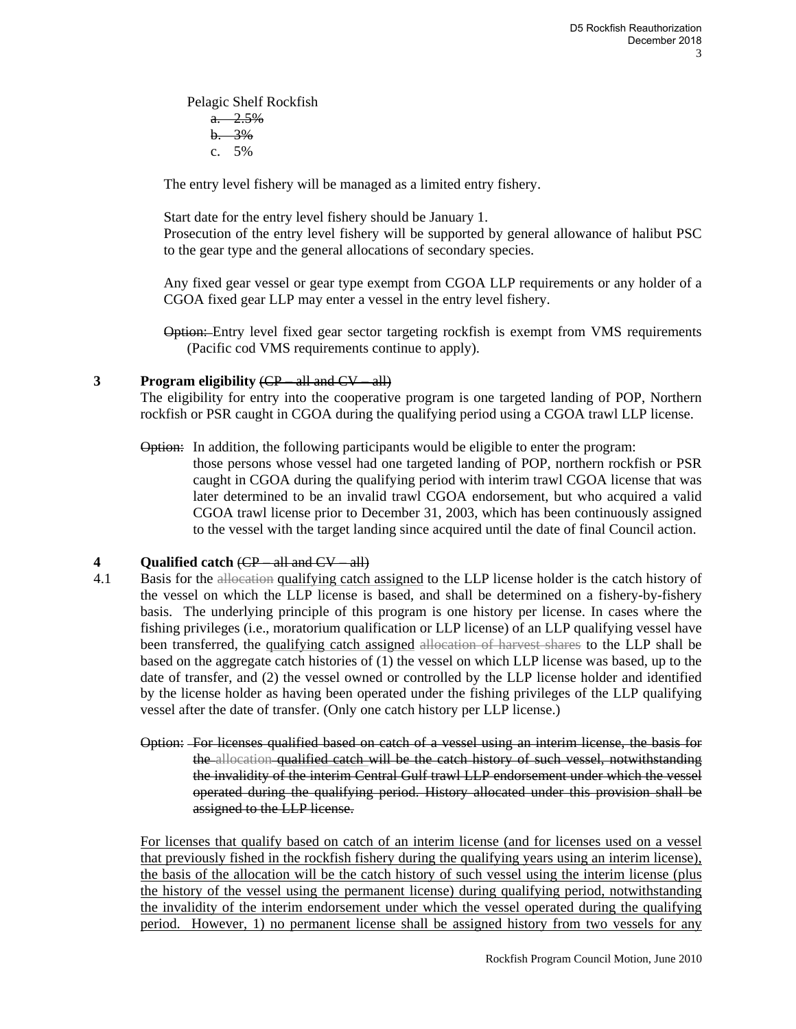Pelagic Shelf Rockfish

a. ~~2.5%~~
b. ~~3%~~
c. 5%

The entry level fishery will be managed as a limited entry fishery.

Start date for the entry level fishery should be January 1.
Prosecution of the entry level fishery will be supported by general allowance of halibut PSC to the gear type and the general allocations of secondary species.

Any fixed gear vessel or gear type exempt from CGOA LLP requirements or any holder of a CGOA fixed gear LLP may enter a vessel in the entry level fishery.

~~Option:~~ Entry level fixed gear sector targeting rockfish is exempt from VMS requirements (Pacific cod VMS requirements continue to apply).

**3 Program eligibility** ~~(CP – all and CV – all)~~

The eligibility for entry into the cooperative program is one targeted landing of POP, Northern rockfish or PSR caught in CGOA during the qualifying period using a CGOA trawl LLP license.

~~Option:~~ In addition, the following participants would be eligible to enter the program: those persons whose vessel had one targeted landing of POP, northern rockfish or PSR caught in CGOA during the qualifying period with interim trawl CGOA license that was later determined to be an invalid trawl CGOA endorsement, but who acquired a valid CGOA trawl license prior to December 31, 2003, which has been continuously assigned to the vessel with the target landing since acquired until the date of final Council action.

**4 Qualified catch** ~~(CP – all and CV – all)~~

4.1 Basis for the ~~allocation~~ <u>qualifying catch assigned</u> to the LLP license holder is the catch history of the vessel on which the LLP license is based, and shall be determined on a fishery-by-fishery basis. The underlying principle of this program is one history per license. In cases where the fishing privileges (i.e., moratorium qualification or LLP license) of an LLP qualifying vessel have been transferred, the <u>qualifying catch assigned</u> ~~allocation of harvest shares~~ to the LLP shall be based on the aggregate catch histories of (1) the vessel on which LLP license was based, up to the date of transfer, and (2) the vessel owned or controlled by the LLP license holder and identified by the license holder as having been operated under the fishing privileges of the LLP qualifying vessel after the date of transfer. (Only one catch history per LLP license.)

~~Option: For licenses qualified based on catch of a vessel using an interim license, the basis for the allocation qualified catch will be the catch history of such vessel, notwithstanding the invalidity of the interim Central Gulf trawl LLP endorsement under which the vessel operated during the qualifying period. History allocated under this provision shall be assigned to the LLP license.~~

<u>For licenses that qualify based on catch of an interim license (and for licenses used on a vessel that previously fished in the rockfish fishery during the qualifying years using an interim license), the basis of the allocation will be the catch history of such vessel using the interim license (plus the history of the vessel using the permanent license) during qualifying period, notwithstanding the invalidity of the interim endorsement under which the vessel operated during the qualifying period. However, 1) no permanent license shall be assigned history from two vessels for any</u>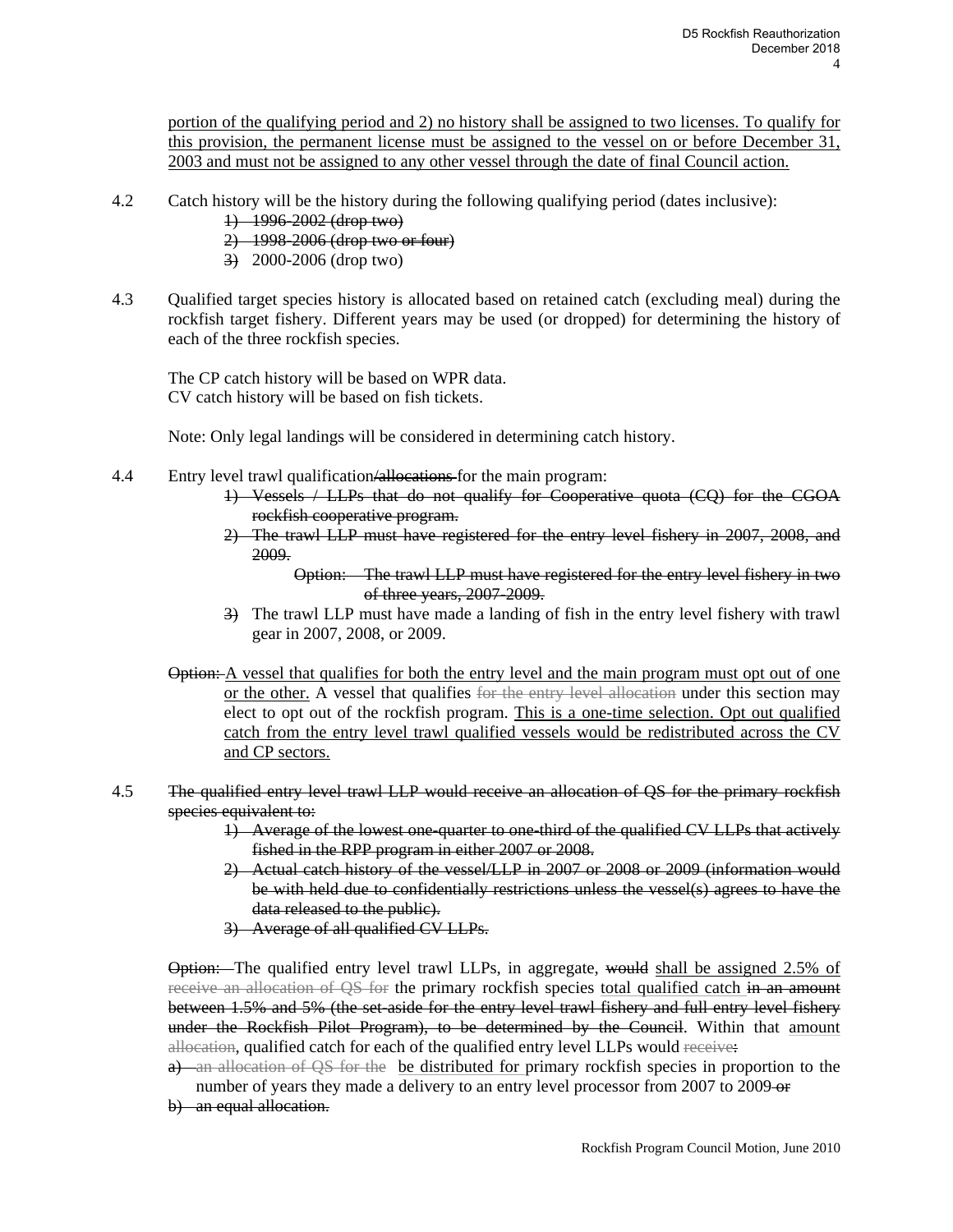portion of the qualifying period and 2) no history shall be assigned to two licenses. To qualify for this provision, the permanent license must be assigned to the vessel on or before December 31, 2003 and must not be assigned to any other vessel through the date of final Council action.

4.2 Catch history will be the history during the following qualifying period (dates inclusive):

~~1) 1996-2002 (drop two)~~
~~2) 1998-2006 (drop two or four)~~
~~3)~~ 2000-2006 (drop two)

4.3 Qualified target species history is allocated based on retained catch (excluding meal) during the rockfish target fishery. Different years may be used (or dropped) for determining the history of each of the three rockfish species.

The CP catch history will be based on WPR data.
CV catch history will be based on fish tickets.

Note: Only legal landings will be considered in determining catch history.

4.4 Entry level trawl qualification~~/allocations~~ for the main program:

~~1) Vessels / LLPs that do not qualify for Cooperative quota (CQ) for the CGOA rockfish cooperative program.~~
~~2) The trawl LLP must have registered for the entry level fishery in 2007, 2008, and 2009.~~
~~Option: The trawl LLP must have registered for the entry level fishery in two of three years, 2007-2009.~~
~~3)~~ The trawl LLP must have made a landing of fish in the entry level fishery with trawl gear in 2007, 2008, or 2009.

~~Option:~~ A vessel that qualifies for both the entry level and the main program must opt out of one or the other. A vessel that qualifies ~~for the entry level allocation~~ under this section may elect to opt out of the rockfish program. This is a one-time selection. Opt out qualified catch from the entry level trawl qualified vessels would be redistributed across the CV and CP sectors.

4.5 ~~The qualified entry level trawl LLP would receive an allocation of QS for the primary rockfish species equivalent to:~~

~~1) Average of the lowest one-quarter to one-third of the qualified CV LLPs that actively fished in the RPP program in either 2007 or 2008.~~
~~2) Actual catch history of the vessel/LLP in 2007 or 2008 or 2009 (information would be with held due to confidentially restrictions unless the vessel(s) agrees to have the data released to the public).~~
~~3) Average of all qualified CV LLPs.~~

~~Option:~~ The qualified entry level trawl LLPs, in aggregate, ~~would~~ shall be assigned 2.5% of ~~receive an allocation of QS for~~ the primary rockfish species total qualified catch ~~in an amount between 1.5% and 5% (the set-aside for the entry level trawl fishery and full entry level fishery under the Rockfish Pilot Program), to be determined by the Council~~. Within that amount ~~allocation~~, qualified catch for each of the qualified entry level LLPs would ~~receive:~~

~~a) an allocation of QS for the~~ be distributed for primary rockfish species in proportion to the number of years they made a delivery to an entry level processor from 2007 to 2009 ~~or~~
~~b) an equal allocation.~~

Rockfish Program Council Motion, June 2010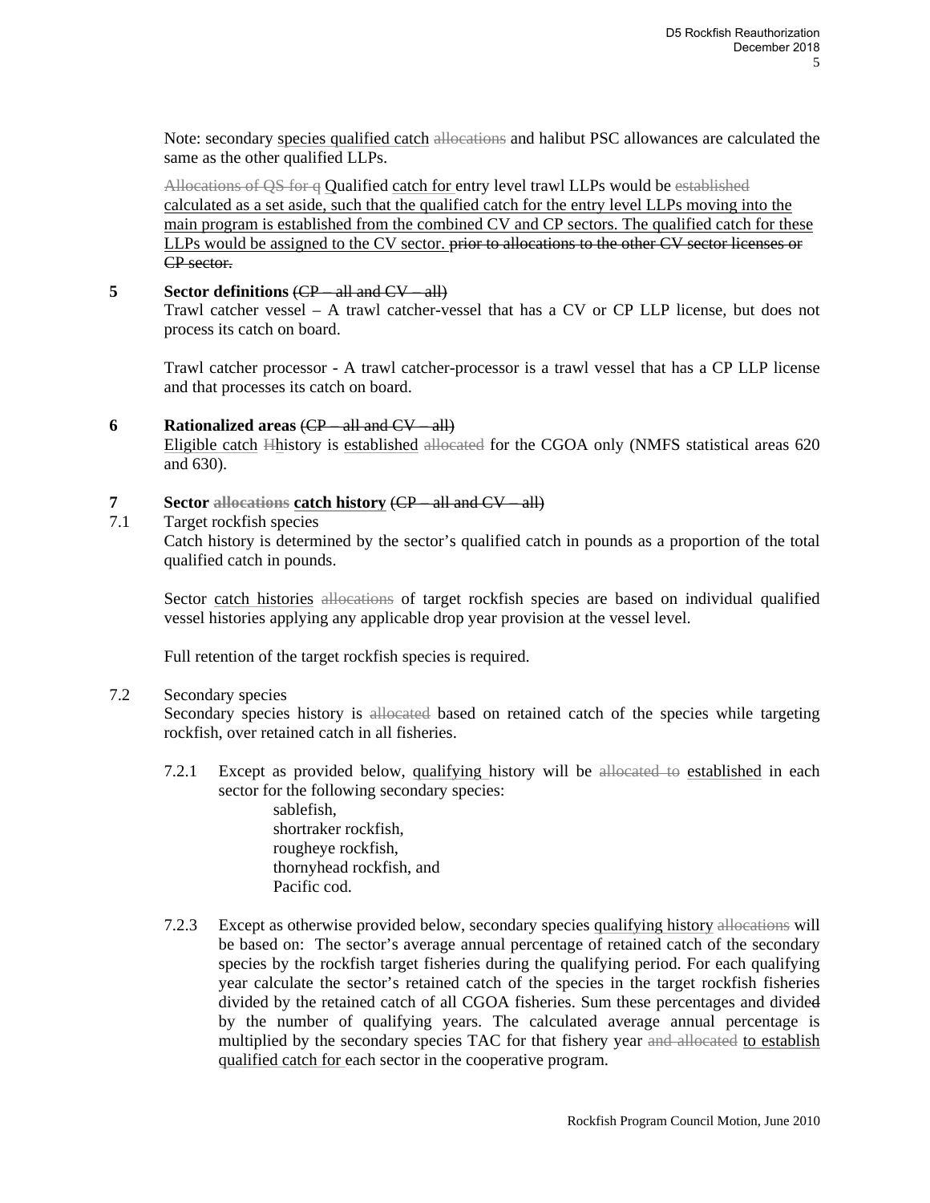Note: secondary species qualified catch ~~allocations~~ and halibut PSC allowances are calculated the same as the other qualified LLPs.

~~Allocations of QS for q~~ Qualified catch for entry level trawl LLPs would be ~~established~~ calculated as a set aside, such that the qualified catch for the entry level LLPs moving into the main program is established from the combined CV and CP sectors. The qualified catch for these LLPs would be assigned to the CV sector. ~~prior to allocations to the other CV sector licenses or CP sector.~~

**5 Sector definitions** ~~(CP – all and CV – all)~~

Trawl catcher vessel – A trawl catcher-vessel that has a CV or CP LLP license, but does not process its catch on board.

Trawl catcher processor - A trawl catcher-processor is a trawl vessel that has a CP LLP license and that processes its catch on board.

**6 Rationalized areas** ~~(CP – all and CV – all)~~

Eligible catch ~~H~~history is established ~~allocated~~ for the CGOA only (NMFS statistical areas 620 and 630).

**7 Sector ~~allocations~~ catch history** ~~(CP – all and CV – all)~~

7.1 Target rockfish species

Catch history is determined by the sector's qualified catch in pounds as a proportion of the total qualified catch in pounds.

Sector catch histories ~~allocations~~ of target rockfish species are based on individual qualified vessel histories applying any applicable drop year provision at the vessel level.

Full retention of the target rockfish species is required.

7.2 Secondary species

Secondary species history is ~~allocated~~ based on retained catch of the species while targeting rockfish, over retained catch in all fisheries.

7.2.1 Except as provided below, qualifying history will be ~~allocated to~~ established in each sector for the following secondary species:

- sablefish,
- shortraker rockfish,
- rougheye rockfish,
- thornyhead rockfish, and
- Pacific cod.

7.2.3 Except as otherwise provided below, secondary species qualifying history ~~allocations~~ will be based on: The sector's average annual percentage of retained catch of the secondary species by the rockfish target fisheries during the qualifying period. For each qualifying year calculate the sector's retained catch of the species in the target rockfish fisheries divided by the retained catch of all CGOA fisheries. Sum these percentages and divide~~d~~ by the number of qualifying years. The calculated average annual percentage is multiplied by the secondary species TAC for that fishery year ~~and allocated~~ to establish qualified catch for each sector in the cooperative program.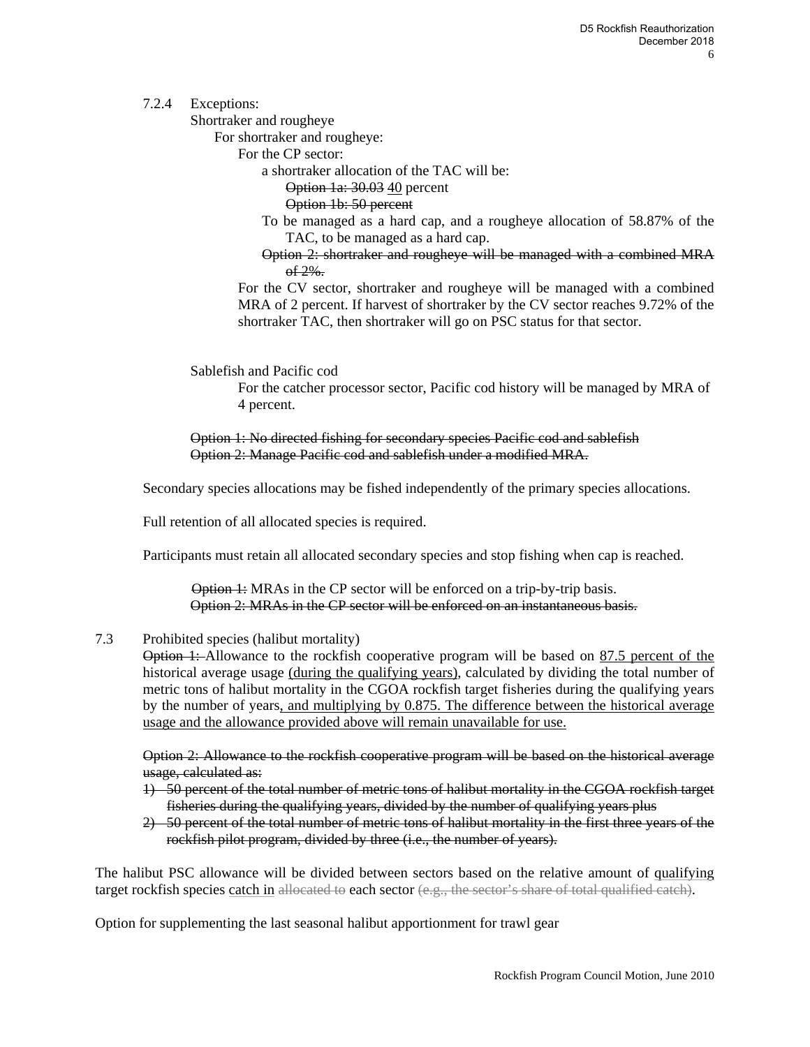7.2.4 Exceptions:

Shortraker and rougheye

For shortraker and rougheye:

For the CP sector:

a shortraker allocation of the TAC will be:

~~Option 1a: 30.03~~ 40 percent

~~Option 1b: 50 percent~~

To be managed as a hard cap, and a rougheye allocation of 58.87% of the TAC, to be managed as a hard cap.

~~Option 2: shortraker and rougheye will be managed with a combined MRA of 2%.~~

For the CV sector, shortraker and rougheye will be managed with a combined MRA of 2 percent. If harvest of shortraker by the CV sector reaches 9.72% of the shortraker TAC, then shortraker will go on PSC status for that sector.

Sablefish and Pacific cod

For the catcher processor sector, Pacific cod history will be managed by MRA of 4 percent.

~~Option 1: No directed fishing for secondary species Pacific cod and sablefish~~
~~Option 2: Manage Pacific cod and sablefish under a modified MRA.~~

Secondary species allocations may be fished independently of the primary species allocations.

Full retention of all allocated species is required.

Participants must retain all allocated secondary species and stop fishing when cap is reached.

~~Option 1:~~ MRAs in the CP sector will be enforced on a trip-by-trip basis.
~~Option 2: MRAs in the CP sector will be enforced on an instantaneous basis.~~

7.3 Prohibited species (halibut mortality)

~~Option 1:~~ Allowance to the rockfish cooperative program will be based on 87.5 percent of the historical average usage (during the qualifying years), calculated by dividing the total number of metric tons of halibut mortality in the CGOA rockfish target fisheries during the qualifying years by the number of years, and multiplying by 0.875. The difference between the historical average usage and the allowance provided above will remain unavailable for use.

~~Option 2: Allowance to the rockfish cooperative program will be based on the historical average usage, calculated as:~~

1) ~~50 percent of the total number of metric tons of halibut mortality in the CGOA rockfish target fisheries during the qualifying years, divided by the number of qualifying years plus~~
2) ~~50 percent of the total number of metric tons of halibut mortality in the first three years of the rockfish pilot program, divided by three (i.e., the number of years).~~

The halibut PSC allowance will be divided between sectors based on the relative amount of qualifying target rockfish species catch in ~~allocated to~~ each sector ~~(e.g., the sector's share of total qualified catch)~~.

Option for supplementing the last seasonal halibut apportionment for trawl gear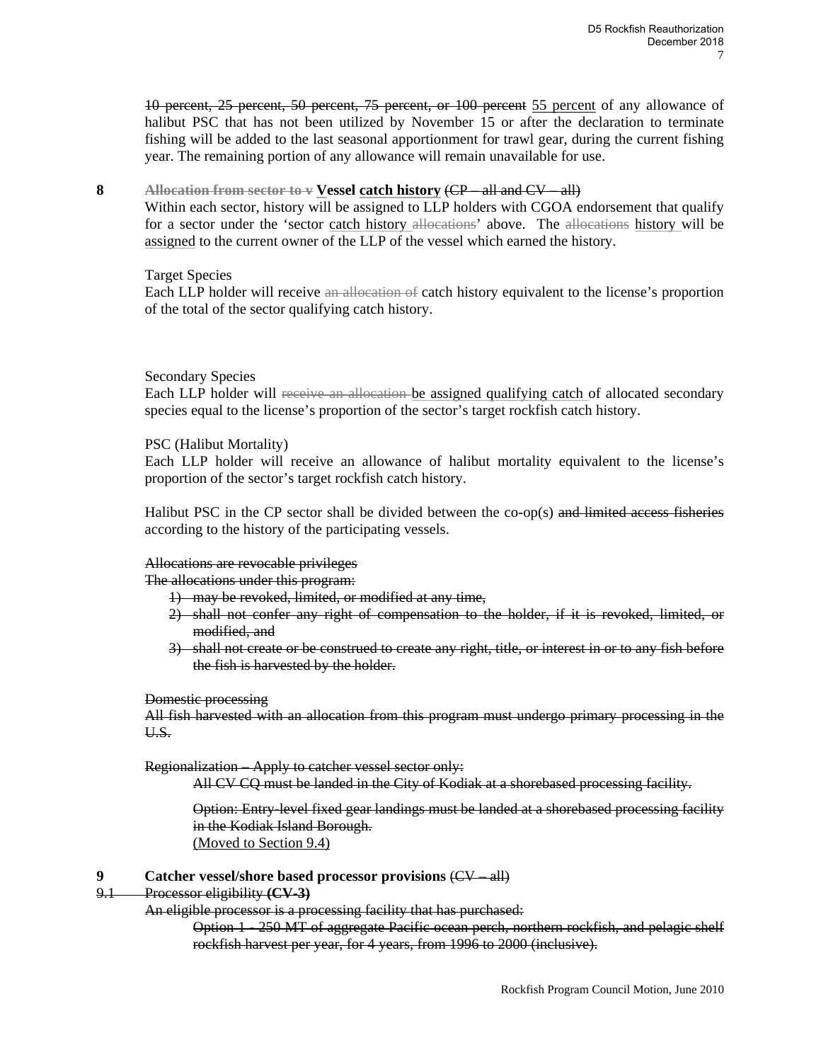~~10 percent, 25 percent, 50 percent, 75 percent, or 100 percent~~ 55 percent of any allowance of halibut PSC that has not been utilized by November 15 or after the declaration to terminate fishing will be added to the last seasonal apportionment for trawl gear, during the current fishing year. The remaining portion of any allowance will remain unavailable for use.

**8** ~~**Allocation from sector to v**~~ **Vessel catch history** ~~(CP – all and CV – all)~~

Within each sector, history will be assigned to LLP holders with CGOA endorsement that qualify for a sector under the 'sector catch history ~~allocations~~' above. The ~~allocations~~ history will be assigned to the current owner of the LLP of the vessel which earned the history.

Target Species

Each LLP holder will receive ~~an allocation of~~ catch history equivalent to the license's proportion of the total of the sector qualifying catch history.

Secondary Species

Each LLP holder will ~~receive an allocation~~ be assigned qualifying catch of allocated secondary species equal to the license's proportion of the sector's target rockfish catch history.

PSC (Halibut Mortality)

Each LLP holder will receive an allowance of halibut mortality equivalent to the license's proportion of the sector's target rockfish catch history.

Halibut PSC in the CP sector shall be divided between the co-op(s) ~~and limited access fisheries~~ according to the history of the participating vessels.

~~Allocations are revocable privileges~~

~~The allocations under this program:~~

1. ~~may be revoked, limited, or modified at any time,~~
2. ~~shall not confer any right of compensation to the holder, if it is revoked, limited, or modified, and~~
3. ~~shall not create or be construed to create any right, title, or interest in or to any fish before the fish is harvested by the holder.~~

~~Domestic processing~~

~~All fish harvested with an allocation from this program must undergo primary processing in the U.S.~~

~~Regionalization – Apply to catcher vessel sector only:~~

~~All CV CQ must be landed in the City of Kodiak at a shorebased processing facility.~~

~~Option: Entry-level fixed gear landings must be landed at a shorebased processing facility in the Kodiak Island Borough.~~

(Moved to Section 9.4)

**9** **Catcher vessel/shore based processor provisions** ~~(CV – all)~~

~~9.1 Processor eligibility **(CV-3)**~~

~~An eligible processor is a processing facility that has purchased:~~

~~Option 1 - 250 MT of aggregate Pacific ocean perch, northern rockfish, and pelagic shelf rockfish harvest per year, for 4 years, from 1996 to 2000 (inclusive).~~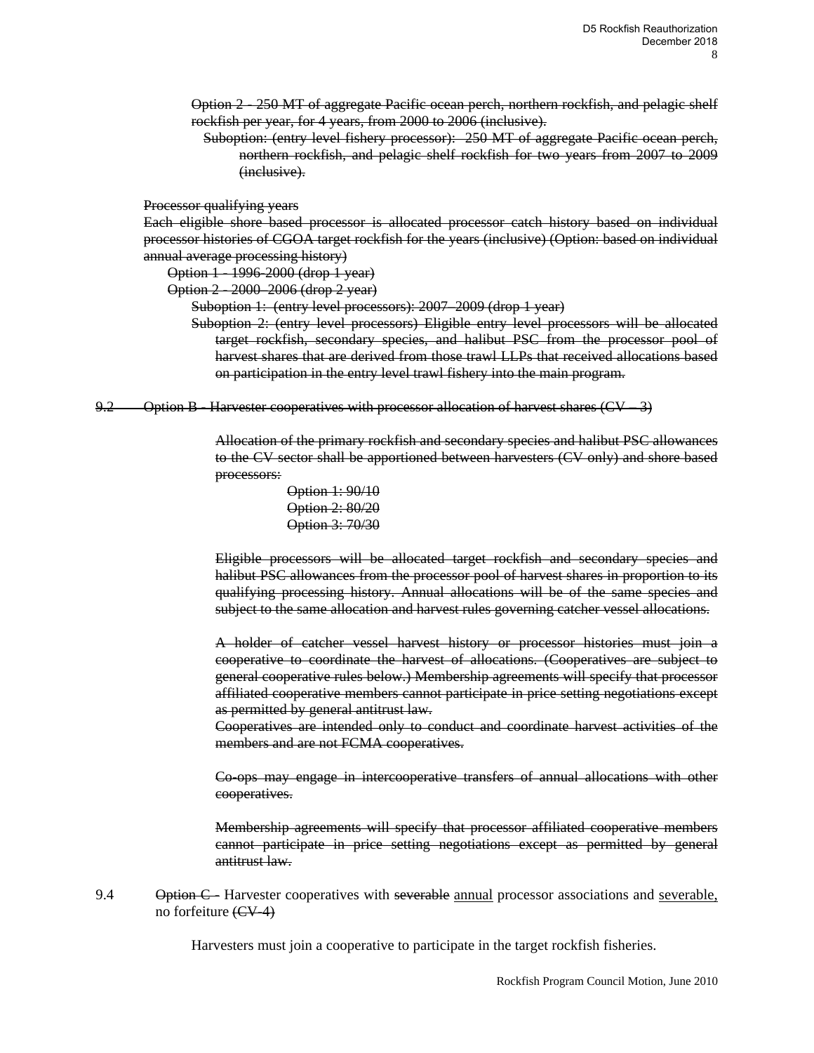~~Option 2 - 250 MT of aggregate Pacific ocean perch, northern rockfish, and pelagic shelf rockfish per year, for 4 years, from 2000 to 2006 (inclusive).~~

~~Suboption: (entry level fishery processor): 250 MT of aggregate Pacific ocean perch, northern rockfish, and pelagic shelf rockfish for two years from 2007 to 2009 (inclusive).~~

~~Processor qualifying years~~

~~Each eligible shore based processor is allocated processor catch history based on individual processor histories of CGOA target rockfish for the years (inclusive) (Option: based on individual annual average processing history)~~

~~Option 1 - 1996-2000 (drop 1 year)~~

~~Option 2 - 2000–2006 (drop 2 year)~~

~~Suboption 1: (entry level processors): 2007–2009 (drop 1 year)~~

~~Suboption 2: (entry level processors) Eligible entry level processors will be allocated target rockfish, secondary species, and halibut PSC from the processor pool of harvest shares that are derived from those trawl LLPs that received allocations based on participation in the entry level trawl fishery into the main program.~~

~~9.2 Option B - Harvester cooperatives with processor allocation of harvest shares (CV – 3)~~

~~Allocation of the primary rockfish and secondary species and halibut PSC allowances to the CV sector shall be apportioned between harvesters (CV only) and shore based processors:~~

~~Option 1: 90/10~~
~~Option 2: 80/20~~
~~Option 3: 70/30~~

~~Eligible processors will be allocated target rockfish and secondary species and halibut PSC allowances from the processor pool of harvest shares in proportion to its qualifying processing history. Annual allocations will be of the same species and subject to the same allocation and harvest rules governing catcher vessel allocations.~~

~~A holder of catcher vessel harvest history or processor histories must join a cooperative to coordinate the harvest of allocations. (Cooperatives are subject to general cooperative rules below.) Membership agreements will specify that processor affiliated cooperative members cannot participate in price setting negotiations except as permitted by general antitrust law.~~

~~Cooperatives are intended only to conduct and coordinate harvest activities of the members and are not FCMA cooperatives.~~

~~Co-ops may engage in intercooperative transfers of annual allocations with other cooperatives.~~

~~Membership agreements will specify that processor affiliated cooperative members cannot participate in price setting negotiations except as permitted by general antitrust law.~~

9.4 ~~Option C -~~ Harvester cooperatives with ~~severable~~ <u>annual</u> processor associations and <u>severable,</u> no forfeiture ~~(CV-4)~~

Harvesters must join a cooperative to participate in the target rockfish fisheries.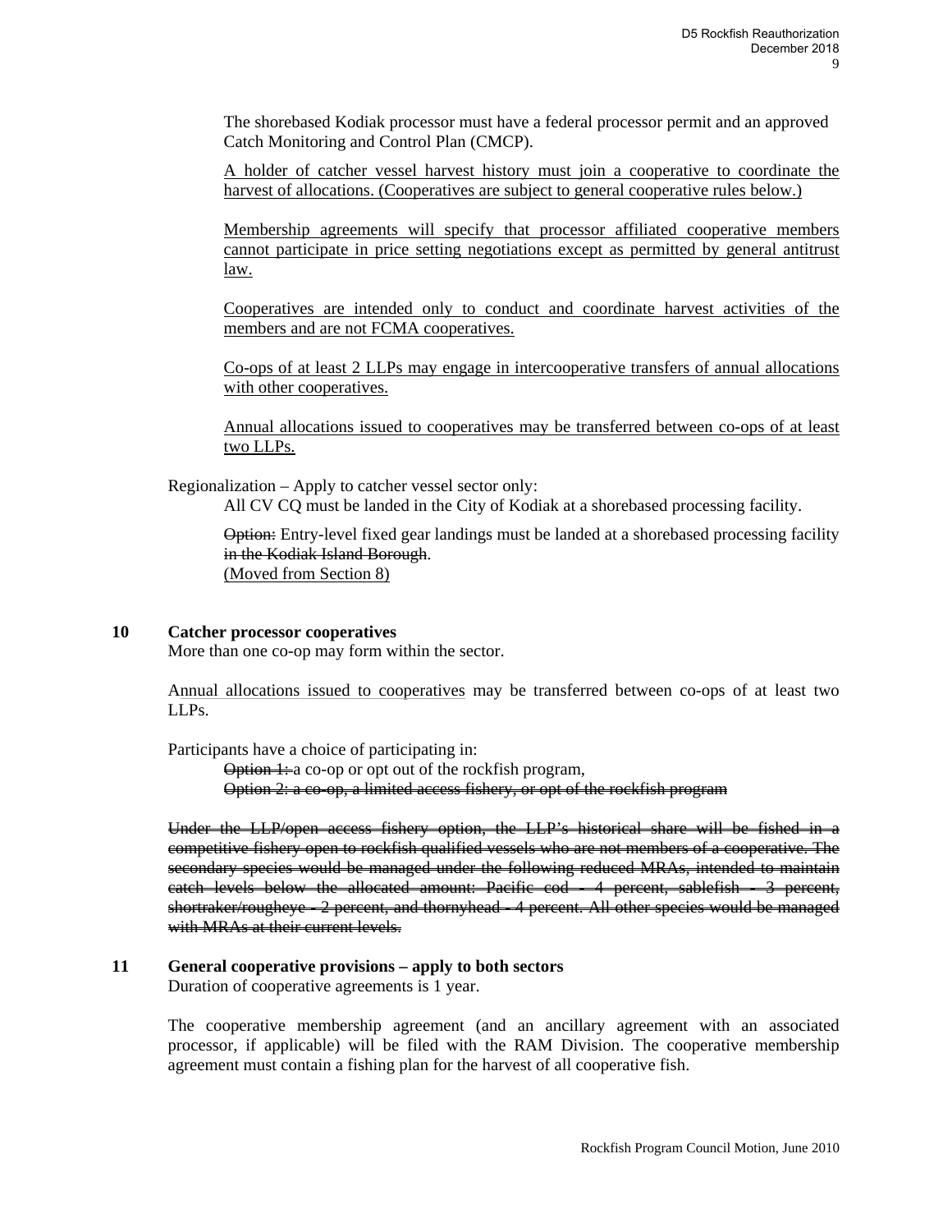The shorebased Kodiak processor must have a federal processor permit and an approved Catch Monitoring and Control Plan (CMCP).

<u>A holder of catcher vessel harvest history must join a cooperative to coordinate the harvest of allocations. (Cooperatives are subject to general cooperative rules below.)</u>

<u>Membership agreements will specify that processor affiliated cooperative members cannot participate in price setting negotiations except as permitted by general antitrust law.</u>

<u>Cooperatives are intended only to conduct and coordinate harvest activities of the members and are not FCMA cooperatives.</u>

<u>Co-ops of at least 2 LLPs may engage in intercooperative transfers of annual allocations with other cooperatives.</u>

<u>Annual allocations issued to cooperatives may be transferred between co-ops of at least two LLPs.</u>

Regionalization – Apply to catcher vessel sector only:

All CV CQ must be landed in the City of Kodiak at a shorebased processing facility.

~~Option:~~ Entry-level fixed gear landings must be landed at a shorebased processing facility ~~in the Kodiak Island Borough~~.
<u>(Moved from Section 8)</u>

## 10 Catcher processor cooperatives

More than one co-op may form within the sector.

<u>Annual allocations issued to cooperatives</u> may be transferred between co-ops of at least two LLPs.

Participants have a choice of participating in:

~~Option 1:~~ a co-op or opt out of the rockfish program,
~~Option 2: a co-op, a limited access fishery, or opt of the rockfish program~~

~~Under the LLP/open access fishery option, the LLP's historical share will be fished in a competitive fishery open to rockfish qualified vessels who are not members of a cooperative. The secondary species would be managed under the following reduced MRAs, intended to maintain catch levels below the allocated amount: Pacific cod - 4 percent, sablefish - 3 percent, shortraker/rougheye - 2 percent, and thornyhead - 4 percent. All other species would be managed with MRAs at their current levels.~~

## 11 General cooperative provisions – apply to both sectors

Duration of cooperative agreements is 1 year.

The cooperative membership agreement (and an ancillary agreement with an associated processor, if applicable) will be filed with the RAM Division. The cooperative membership agreement must contain a fishing plan for the harvest of all cooperative fish.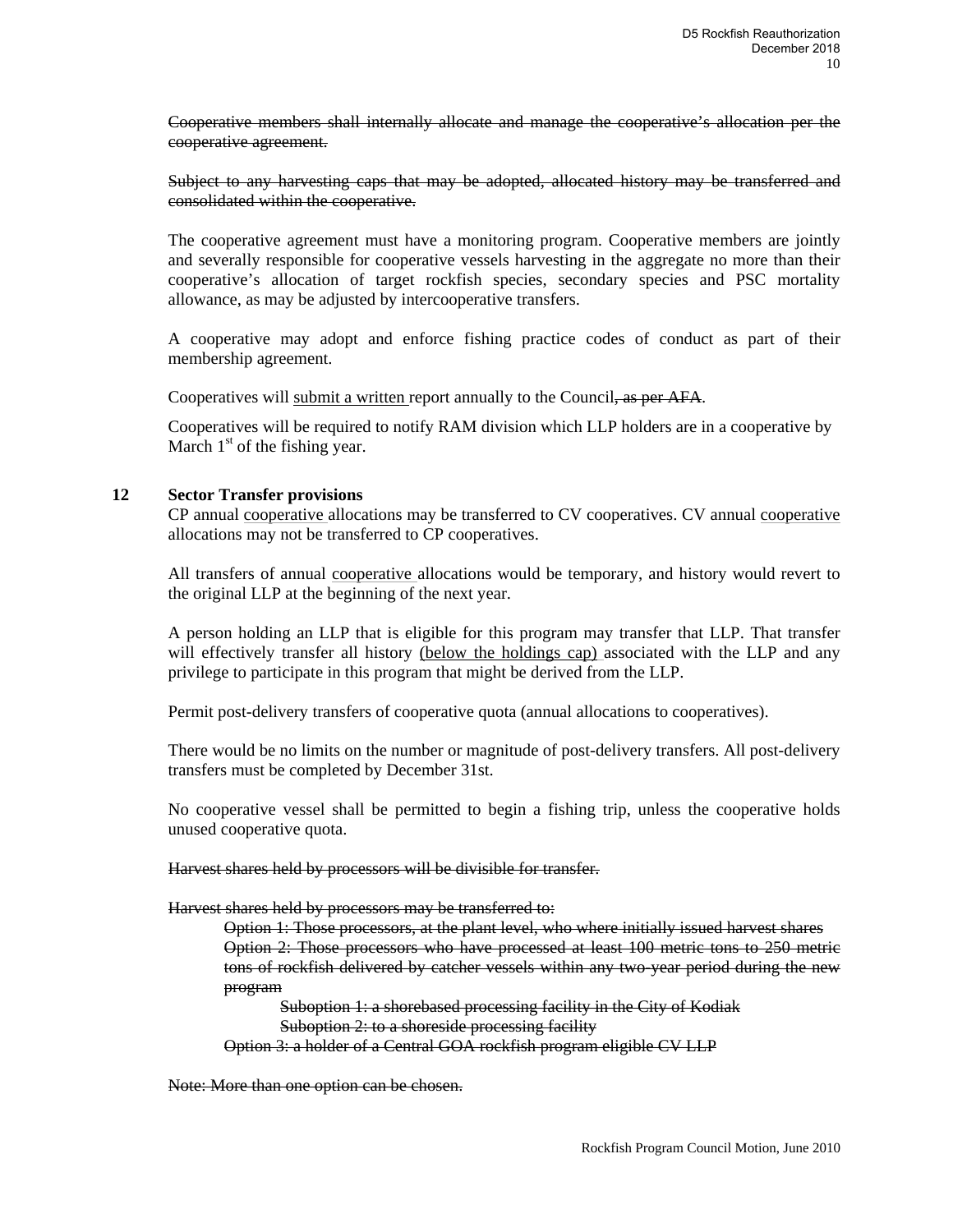~~Cooperative members shall internally allocate and manage the cooperative's allocation per the cooperative agreement.~~

~~Subject to any harvesting caps that may be adopted, allocated history may be transferred and consolidated within the cooperative.~~

The cooperative agreement must have a monitoring program. Cooperative members are jointly and severally responsible for cooperative vessels harvesting in the aggregate no more than their cooperative's allocation of target rockfish species, secondary species and PSC mortality allowance, as may be adjusted by intercooperative transfers.

A cooperative may adopt and enforce fishing practice codes of conduct as part of their membership agreement.

Cooperatives will <u>submit a written</u> report annually to the Council~~, as per AFA~~.

Cooperatives will be required to notify RAM division which LLP holders are in a cooperative by March 1st of the fishing year.

### 12 Sector Transfer provisions

CP annual <u>cooperative</u> allocations may be transferred to CV cooperatives. CV annual <u>cooperative</u> allocations may not be transferred to CP cooperatives.

All transfers of annual <u>cooperative</u> allocations would be temporary, and history would revert to the original LLP at the beginning of the next year.

A person holding an LLP that is eligible for this program may transfer that LLP. That transfer will effectively transfer all history <u>(below the holdings cap)</u> associated with the LLP and any privilege to participate in this program that might be derived from the LLP.

Permit post-delivery transfers of cooperative quota (annual allocations to cooperatives).

There would be no limits on the number or magnitude of post-delivery transfers. All post-delivery transfers must be completed by December 31st.

No cooperative vessel shall be permitted to begin a fishing trip, unless the cooperative holds unused cooperative quota.

~~Harvest shares held by processors will be divisible for transfer.~~

~~Harvest shares held by processors may be transferred to:~~

- ~~Option 1: Those processors, at the plant level, who where initially issued harvest shares~~
- ~~Option 2: Those processors who have processed at least 100 metric tons to 250 metric tons of rockfish delivered by catcher vessels within any two-year period during the new program~~
  - ~~Suboption 1: a shorebased processing facility in the City of Kodiak~~
  - ~~Suboption 2: to a shoreside processing facility~~
- ~~Option 3: a holder of a Central GOA rockfish program eligible CV LLP~~

~~Note: More than one option can be chosen.~~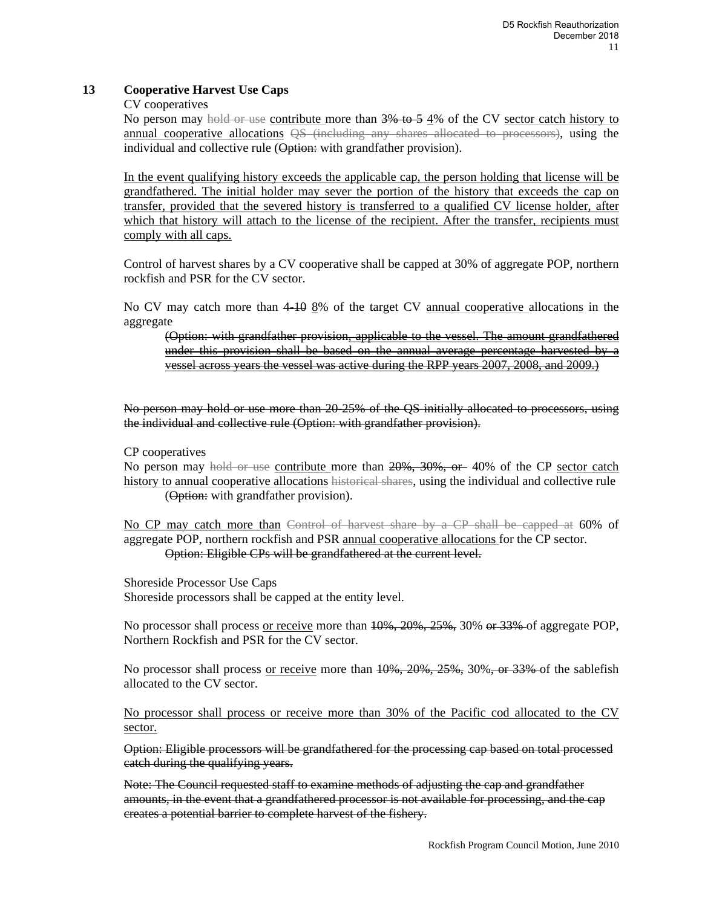## 13 Cooperative Harvest Use Caps

CV cooperatives

No person may ~~hold or use~~ contribute more than ~~3% to 5~~ 4% of the CV sector catch history to annual cooperative allocations ~~QS (including any shares allocated to processors)~~, using the individual and collective rule (~~Option:~~ with grandfather provision).

In the event qualifying history exceeds the applicable cap, the person holding that license will be grandfathered. The initial holder may sever the portion of the history that exceeds the cap on transfer, provided that the severed history is transferred to a qualified CV license holder, after which that history will attach to the license of the recipient. After the transfer, recipients must comply with all caps.

Control of harvest shares by a CV cooperative shall be capped at 30% of aggregate POP, northern rockfish and PSR for the CV sector.

No CV may catch more than ~~4-10~~ 8% of the target CV annual cooperative allocations in the aggregate

> ~~(Option: with grandfather provision, applicable to the vessel. The amount grandfathered under this provision shall be based on the annual average percentage harvested by a vessel across years the vessel was active during the RPP years 2007, 2008, and 2009.)~~

~~No person may hold or use more than 20-25% of the QS initially allocated to processors, using the individual and collective rule (Option: with grandfather provision).~~

CP cooperatives

No person may ~~hold or use~~ contribute more than ~~20%, 30%, or~~ 40% of the CP sector catch history to annual cooperative allocations ~~historical shares~~, using the individual and collective rule (~~Option:~~ with grandfather provision).

No CP may catch more than ~~Control of harvest share by a CP shall be capped at~~ 60% of aggregate POP, northern rockfish and PSR annual cooperative allocations for the CP sector.

> ~~Option: Eligible CPs will be grandfathered at the current level.~~

Shoreside Processor Use Caps

Shoreside processors shall be capped at the entity level.

No processor shall process or receive more than ~~10%, 20%, 25%,~~ 30% ~~or 33%~~ of aggregate POP, Northern Rockfish and PSR for the CV sector.

No processor shall process or receive more than ~~10%, 20%, 25%,~~ 30%~~, or 33%~~ of the sablefish allocated to the CV sector.

No processor shall process or receive more than 30% of the Pacific cod allocated to the CV sector.

~~Option: Eligible processors will be grandfathered for the processing cap based on total processed catch during the qualifying years.~~

~~Note: The Council requested staff to examine methods of adjusting the cap and grandfather amounts, in the event that a grandfathered processor is not available for processing, and the cap creates a potential barrier to complete harvest of the fishery.~~

Rockfish Program Council Motion, June 2010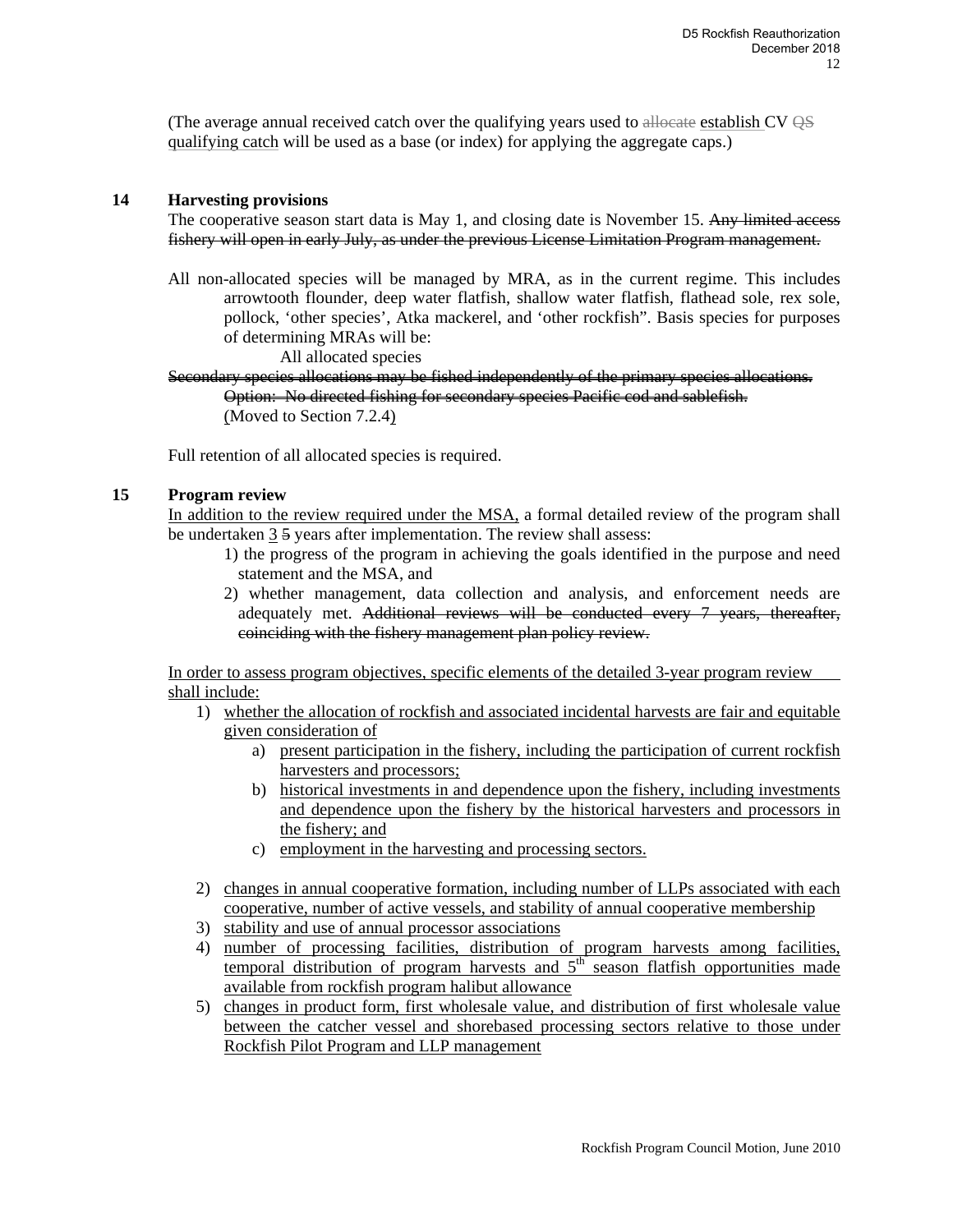(The average annual received catch over the qualifying years used to ~~allocate~~ establish CV ~~QS~~ qualifying catch will be used as a base (or index) for applying the aggregate caps.)

**14 Harvesting provisions**

The cooperative season start data is May 1, and closing date is November 15. ~~Any limited access fishery will open in early July, as under the previous License Limitation Program management.~~

All non-allocated species will be managed by MRA, as in the current regime. This includes arrowtooth flounder, deep water flatfish, shallow water flatfish, flathead sole, rex sole, pollock, 'other species', Atka mackerel, and 'other rockfish". Basis species for purposes of determining MRAs will be:

All allocated species

~~Secondary species allocations may be fished independently of the primary species allocations.~~

~~Option: No directed fishing for secondary species Pacific cod and sablefish.~~

(Moved to Section 7.2.4)

Full retention of all allocated species is required.

**15 Program review**

In addition to the review required under the MSA, a formal detailed review of the program shall be undertaken 3 ~~5~~ years after implementation. The review shall assess:

1) the progress of the program in achieving the goals identified in the purpose and need statement and the MSA, and
2) whether management, data collection and analysis, and enforcement needs are adequately met. ~~Additional reviews will be conducted every 7 years, thereafter, coinciding with the fishery management plan policy review.~~

In order to assess program objectives, specific elements of the detailed 3-year program review shall include:

1) whether the allocation of rockfish and associated incidental harvests are fair and equitable given consideration of
   a) present participation in the fishery, including the participation of current rockfish harvesters and processors;
   b) historical investments in and dependence upon the fishery, including investments and dependence upon the fishery by the historical harvesters and processors in the fishery; and
   c) employment in the harvesting and processing sectors.
2) changes in annual cooperative formation, including number of LLPs associated with each cooperative, number of active vessels, and stability of annual cooperative membership
3) stability and use of annual processor associations
4) number of processing facilities, distribution of program harvests among facilities, temporal distribution of program harvests and 5th season flatfish opportunities made available from rockfish program halibut allowance
5) changes in product form, first wholesale value, and distribution of first wholesale value between the catcher vessel and shorebased processing sectors relative to those under Rockfish Pilot Program and LLP management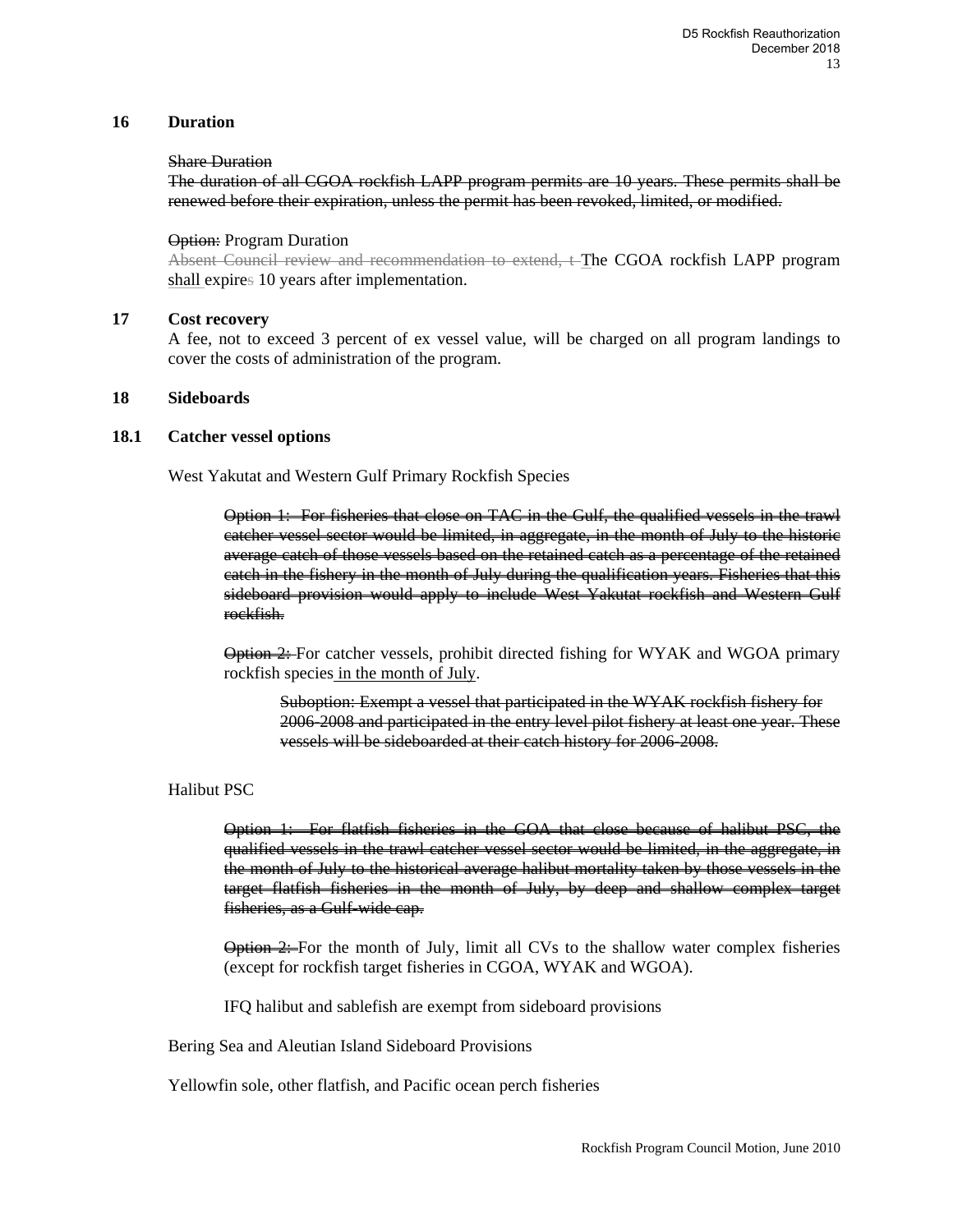## 16 Duration

~~Share Duration~~

~~The duration of all CGOA rockfish LAPP program permits are 10 years. These permits shall be renewed before their expiration, unless the permit has been revoked, limited, or modified.~~

~~Option:~~ Program Duration

~~Absent Council review and recommendation to extend, t~~ The CGOA rockfish LAPP program shall expire~~s~~ 10 years after implementation.

## 17 Cost recovery

A fee, not to exceed 3 percent of ex vessel value, will be charged on all program landings to cover the costs of administration of the program.

## 18 Sideboards

### 18.1 Catcher vessel options

West Yakutat and Western Gulf Primary Rockfish Species

> ~~Option 1: For fisheries that close on TAC in the Gulf, the qualified vessels in the trawl catcher vessel sector would be limited, in aggregate, in the month of July to the historic average catch of those vessels based on the retained catch as a percentage of the retained catch in the fishery in the month of July during the qualification years. Fisheries that this sideboard provision would apply to include West Yakutat rockfish and Western Gulf rockfish.~~
>
> ~~Option 2:~~ For catcher vessels, prohibit directed fishing for WYAK and WGOA primary rockfish species in the month of July.
>
> > ~~Suboption: Exempt a vessel that participated in the WYAK rockfish fishery for 2006-2008 and participated in the entry level pilot fishery at least one year. These vessels will be sideboarded at their catch history for 2006-2008.~~

Halibut PSC

> ~~Option 1: For flatfish fisheries in the GOA that close because of halibut PSC, the qualified vessels in the trawl catcher vessel sector would be limited, in the aggregate, in the month of July to the historical average halibut mortality taken by those vessels in the target flatfish fisheries in the month of July, by deep and shallow complex target fisheries, as a Gulf-wide cap.~~
>
> ~~Option 2:~~ For the month of July, limit all CVs to the shallow water complex fisheries (except for rockfish target fisheries in CGOA, WYAK and WGOA).
>
> IFQ halibut and sablefish are exempt from sideboard provisions

Bering Sea and Aleutian Island Sideboard Provisions

Yellowfin sole, other flatfish, and Pacific ocean perch fisheries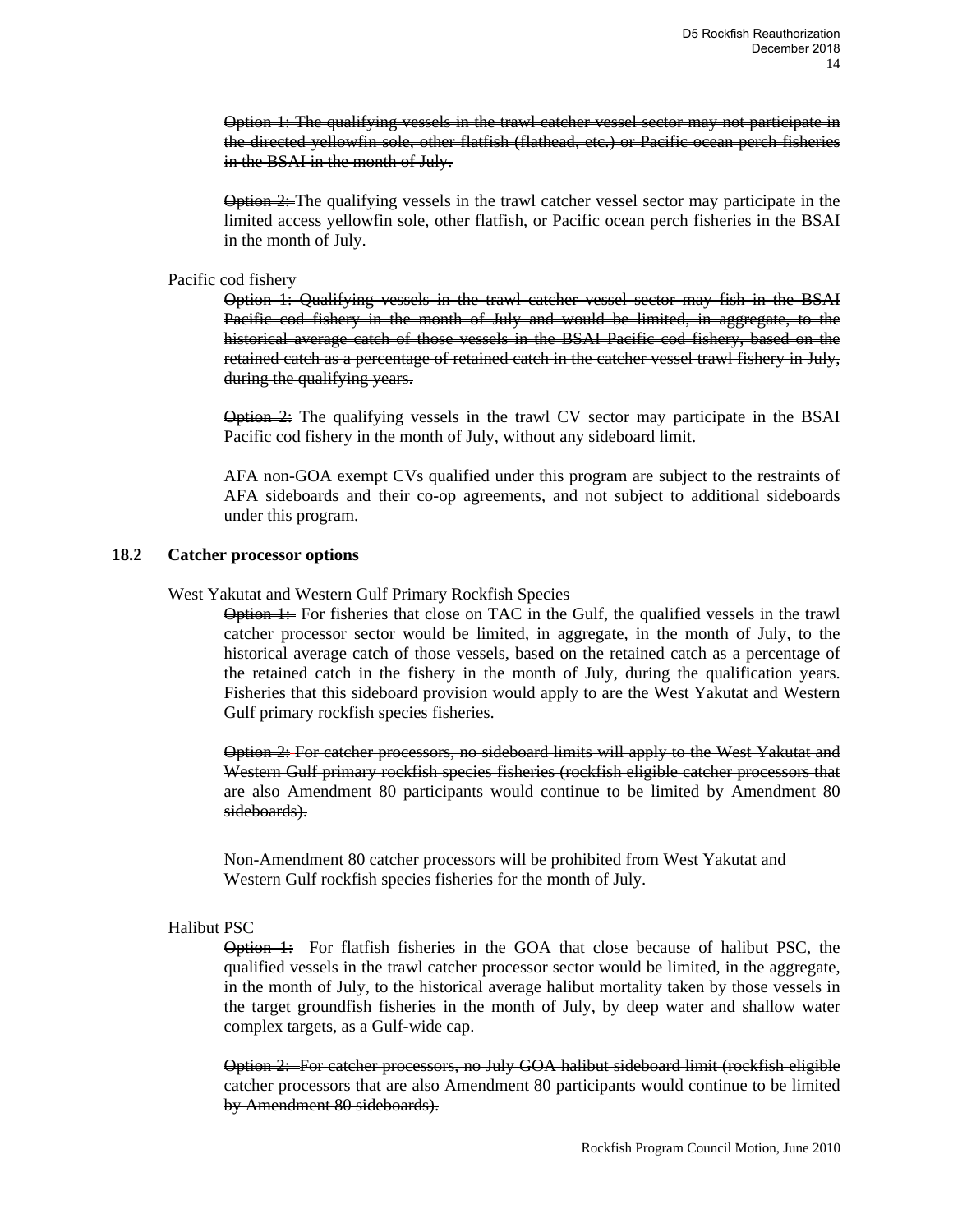~~Option 1: The qualifying vessels in the trawl catcher vessel sector may not participate in the directed yellowfin sole, other flatfish (flathead, etc.) or Pacific ocean perch fisheries in the BSAI in the month of July.~~

~~Option 2:~~ The qualifying vessels in the trawl catcher vessel sector may participate in the limited access yellowfin sole, other flatfish, or Pacific ocean perch fisheries in the BSAI in the month of July.

Pacific cod fishery

~~Option 1: Qualifying vessels in the trawl catcher vessel sector may fish in the BSAI Pacific cod fishery in the month of July and would be limited, in aggregate, to the historical average catch of those vessels in the BSAI Pacific cod fishery, based on the retained catch as a percentage of retained catch in the catcher vessel trawl fishery in July, during the qualifying years.~~

~~Option 2:~~ The qualifying vessels in the trawl CV sector may participate in the BSAI Pacific cod fishery in the month of July, without any sideboard limit.

AFA non-GOA exempt CVs qualified under this program are subject to the restraints of AFA sideboards and their co-op agreements, and not subject to additional sideboards under this program.

### 18.2 Catcher processor options

West Yakutat and Western Gulf Primary Rockfish Species

~~Option 1:~~ For fisheries that close on TAC in the Gulf, the qualified vessels in the trawl catcher processor sector would be limited, in aggregate, in the month of July, to the historical average catch of those vessels, based on the retained catch as a percentage of the retained catch in the fishery in the month of July, during the qualification years. Fisheries that this sideboard provision would apply to are the West Yakutat and Western Gulf primary rockfish species fisheries.

~~Option 2: For catcher processors, no sideboard limits will apply to the West Yakutat and Western Gulf primary rockfish species fisheries (rockfish eligible catcher processors that are also Amendment 80 participants would continue to be limited by Amendment 80 sideboards).~~

Non-Amendment 80 catcher processors will be prohibited from West Yakutat and Western Gulf rockfish species fisheries for the month of July.

Halibut PSC

~~Option 1:~~ For flatfish fisheries in the GOA that close because of halibut PSC, the qualified vessels in the trawl catcher processor sector would be limited, in the aggregate, in the month of July, to the historical average halibut mortality taken by those vessels in the target groundfish fisheries in the month of July, by deep water and shallow water complex targets, as a Gulf-wide cap.

~~Option 2: For catcher processors, no July GOA halibut sideboard limit (rockfish eligible catcher processors that are also Amendment 80 participants would continue to be limited by Amendment 80 sideboards).~~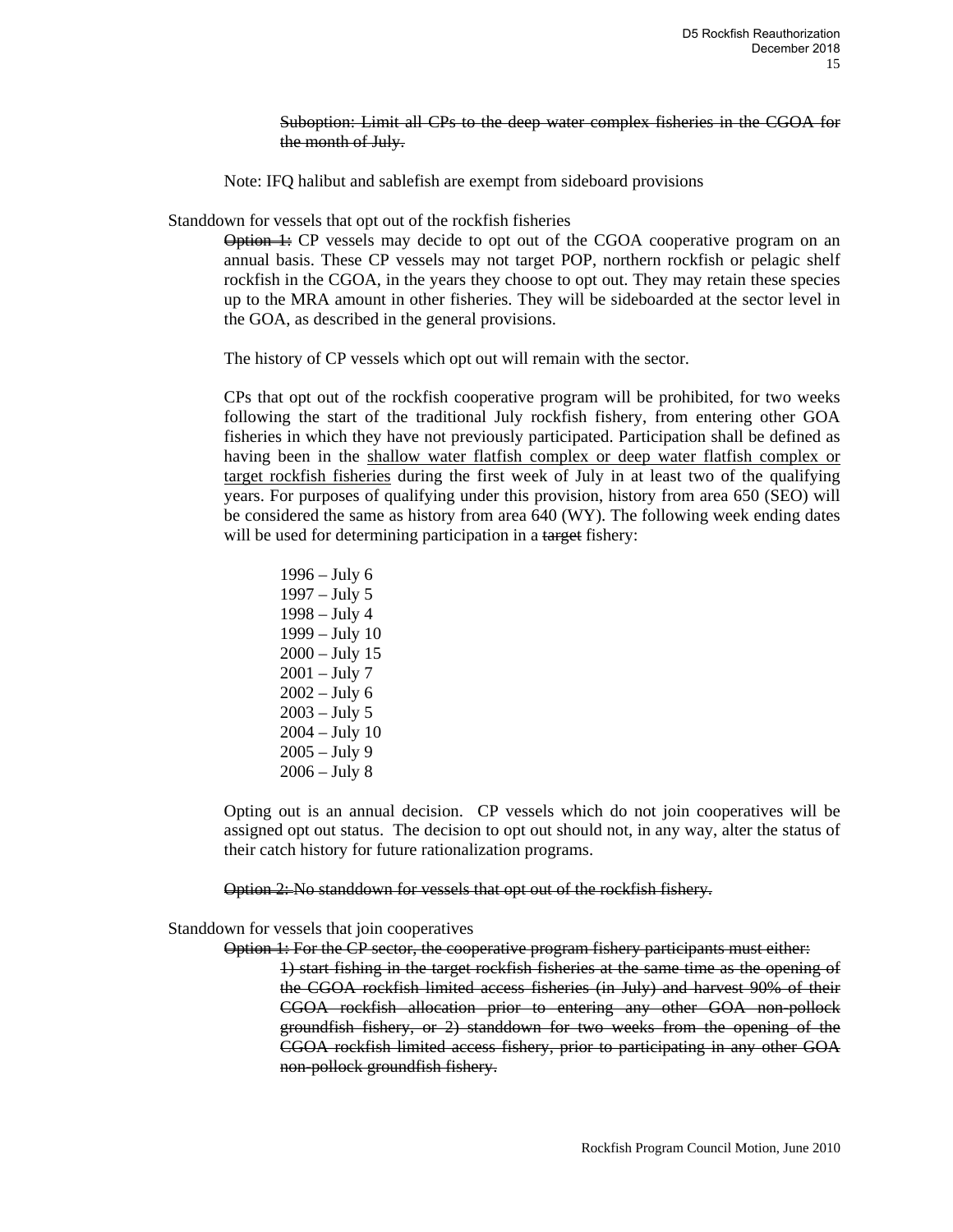~~Suboption: Limit all CPs to the deep water complex fisheries in the CGOA for the month of July.~~

Note: IFQ halibut and sablefish are exempt from sideboard provisions

Standdown for vessels that opt out of the rockfish fisheries

~~Option 1:~~ CP vessels may decide to opt out of the CGOA cooperative program on an annual basis. These CP vessels may not target POP, northern rockfish or pelagic shelf rockfish in the CGOA, in the years they choose to opt out. They may retain these species up to the MRA amount in other fisheries. They will be sideboarded at the sector level in the GOA, as described in the general provisions.

The history of CP vessels which opt out will remain with the sector.

CPs that opt out of the rockfish cooperative program will be prohibited, for two weeks following the start of the traditional July rockfish fishery, from entering other GOA fisheries in which they have not previously participated. Participation shall be defined as having been in the <u>shallow water flatfish complex or deep water flatfish complex or target rockfish fisheries</u> during the first week of July in at least two of the qualifying years. For purposes of qualifying under this provision, history from area 650 (SEO) will be considered the same as history from area 640 (WY). The following week ending dates will be used for determining participation in a ~~target~~ fishery:

1996 – July 6
1997 – July 5
1998 – July 4
1999 – July 10
2000 – July 15
2001 – July 7
2002 – July 6
2003 – July 5
2004 – July 10
2005 – July 9
2006 – July 8

Opting out is an annual decision. CP vessels which do not join cooperatives will be assigned opt out status. The decision to opt out should not, in any way, alter the status of their catch history for future rationalization programs.

~~Option 2: No standdown for vessels that opt out of the rockfish fishery.~~

Standdown for vessels that join cooperatives

~~Option 1: For the CP sector, the cooperative program fishery participants must either:~~

~~1) start fishing in the target rockfish fisheries at the same time as the opening of the CGOA rockfish limited access fisheries (in July) and harvest 90% of their CGOA rockfish allocation prior to entering any other GOA non-pollock groundfish fishery, or 2) standdown for two weeks from the opening of the CGOA rockfish limited access fishery, prior to participating in any other GOA non-pollock groundfish fishery.~~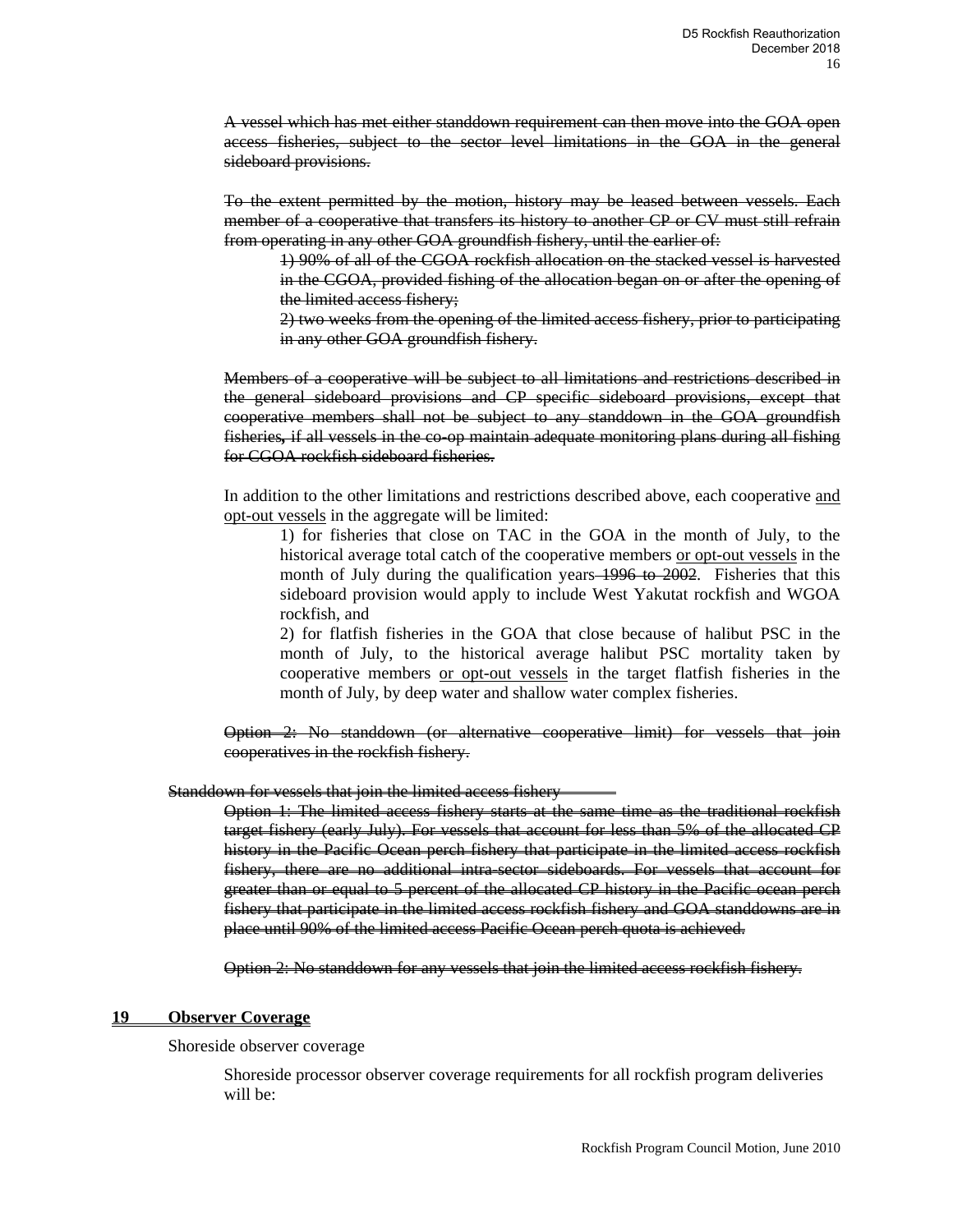~~A vessel which has met either standdown requirement can then move into the GOA open access fisheries, subject to the sector level limitations in the GOA in the general sideboard provisions.~~

~~To the extent permitted by the motion, history may be leased between vessels. Each member of a cooperative that transfers its history to another CP or CV must still refrain from operating in any other GOA groundfish fishery, until the earlier of:~~

> ~~1) 90% of all of the CGOA rockfish allocation on the stacked vessel is harvested in the CGOA, provided fishing of the allocation began on or after the opening of the limited access fishery;~~
>
> ~~2) two weeks from the opening of the limited access fishery, prior to participating in any other GOA groundfish fishery.~~

~~Members of a cooperative will be subject to all limitations and restrictions described in the general sideboard provisions and CP specific sideboard provisions, except that cooperative members shall not be subject to any standdown in the GOA groundfish fisheries, if all vessels in the co-op maintain adequate monitoring plans during all fishing for CGOA rockfish sideboard fisheries.~~

In addition to the other limitations and restrictions described above, each cooperative <u>and opt-out vessels</u> in the aggregate will be limited:

> 1) for fisheries that close on TAC in the GOA in the month of July, to the historical average total catch of the cooperative members <u>or opt-out vessels</u> in the month of July during the qualification years ~~1996 to 2002~~. Fisheries that this sideboard provision would apply to include West Yakutat rockfish and WGOA rockfish, and
>
> 2) for flatfish fisheries in the GOA that close because of halibut PSC in the month of July, to the historical average halibut PSC mortality taken by cooperative members <u>or opt-out vessels</u> in the target flatfish fisheries in the month of July, by deep water and shallow water complex fisheries.

~~Option 2: No standdown (or alternative cooperative limit) for vessels that join cooperatives in the rockfish fishery.~~

~~Standdown for vessels that join the limited access fishery~~

> ~~Option 1: The limited access fishery starts at the same time as the traditional rockfish target fishery (early July). For vessels that account for less than 5% of the allocated CP history in the Pacific Ocean perch fishery that participate in the limited access rockfish fishery, there are no additional intra-sector sideboards. For vessels that account for greater than or equal to 5 percent of the allocated CP history in the Pacific ocean perch fishery that participate in the limited access rockfish fishery and GOA standdowns are in place until 90% of the limited access Pacific Ocean perch quota is achieved.~~
>
> ~~Option 2: No standdown for any vessels that join the limited access rockfish fishery.~~

## <u>19 Observer Coverage</u>

Shoreside observer coverage

> Shoreside processor observer coverage requirements for all rockfish program deliveries will be: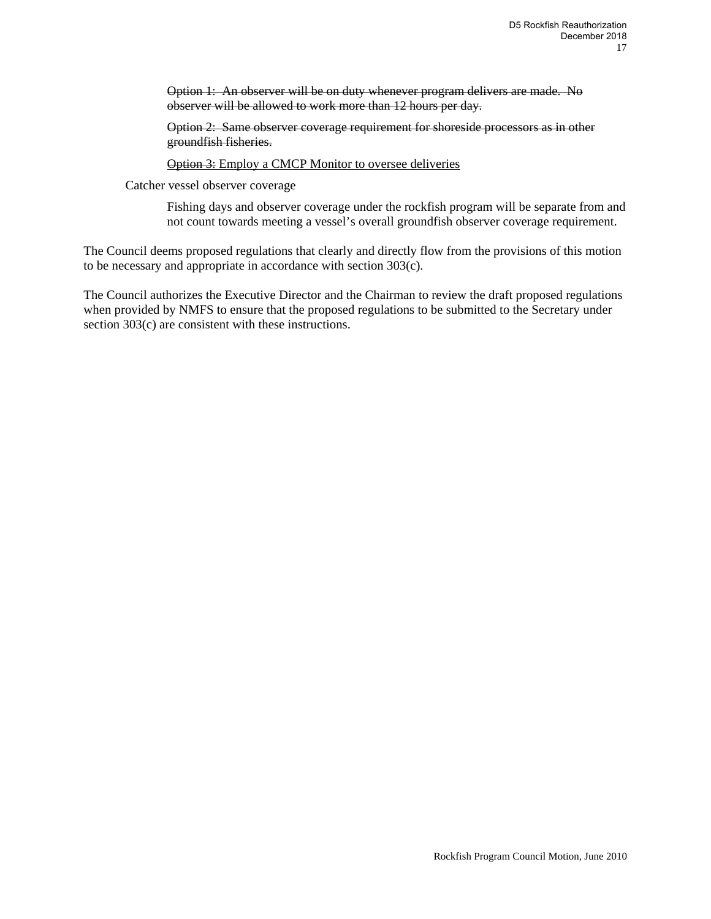~~Option 1: An observer will be on duty whenever program delivers are made. No observer will be allowed to work more than 12 hours per day.~~

~~Option 2: Same observer coverage requirement for shoreside processors as in other groundfish fisheries.~~

~~Option 3:~~ <u>Employ a CMCP Monitor to oversee deliveries</u>

Catcher vessel observer coverage

Fishing days and observer coverage under the rockfish program will be separate from and not count towards meeting a vessel's overall groundfish observer coverage requirement.

The Council deems proposed regulations that clearly and directly flow from the provisions of this motion to be necessary and appropriate in accordance with section 303(c).

The Council authorizes the Executive Director and the Chairman to review the draft proposed regulations when provided by NMFS to ensure that the proposed regulations to be submitted to the Secretary under section 303(c) are consistent with these instructions.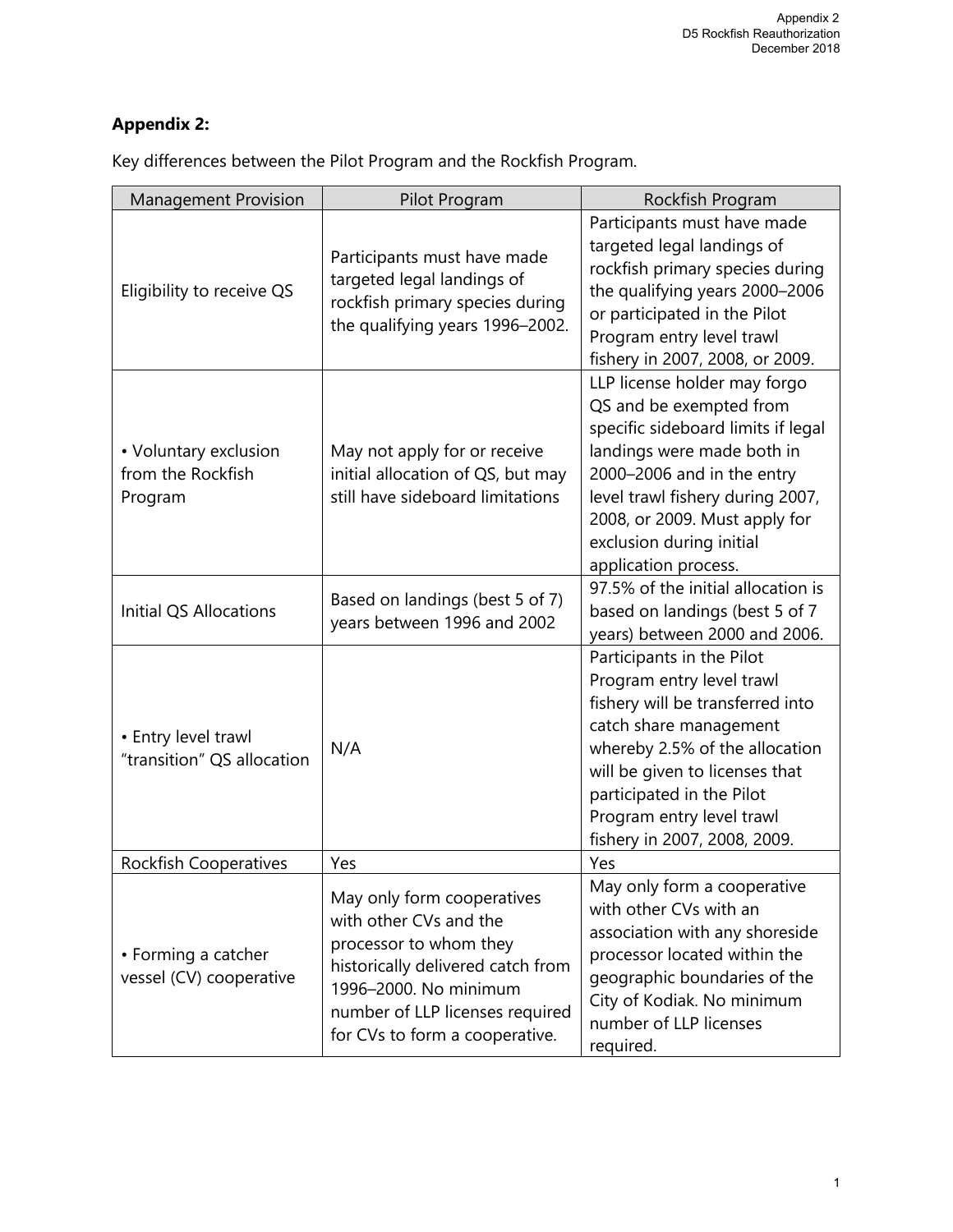**Appendix 2:**

Key differences between the Pilot Program and the Rockfish Program.

| Management Provision | Pilot Program | Rockfish Program |
|---|---|---|
| Eligibility to receive QS | Participants must have made targeted legal landings of rockfish primary species during the qualifying years 1996–2002. | Participants must have made targeted legal landings of rockfish primary species during the qualifying years 2000–2006 or participated in the Pilot Program entry level trawl fishery in 2007, 2008, or 2009. |
| • Voluntary exclusion from the Rockfish Program | May not apply for or receive initial allocation of QS, but may still have sideboard limitations | LLP license holder may forgo QS and be exempted from specific sideboard limits if legal landings were made both in 2000–2006 and in the entry level trawl fishery during 2007, 2008, or 2009. Must apply for exclusion during initial application process. |
| Initial QS Allocations | Based on landings (best 5 of 7) years between 1996 and 2002 | 97.5% of the initial allocation is based on landings (best 5 of 7 years) between 2000 and 2006. |
| • Entry level trawl "transition" QS allocation | N/A | Participants in the Pilot Program entry level trawl fishery will be transferred into catch share management whereby 2.5% of the allocation will be given to licenses that participated in the Pilot Program entry level trawl fishery in 2007, 2008, 2009. |
| Rockfish Cooperatives | Yes | Yes |
| • Forming a catcher vessel (CV) cooperative | May only form cooperatives with other CVs and the processor to whom they historically delivered catch from 1996–2000. No minimum number of LLP licenses required for CVs to form a cooperative. | May only form a cooperative with other CVs with an association with any shoreside processor located within the geographic boundaries of the City of Kodiak. No minimum number of LLP licenses required. |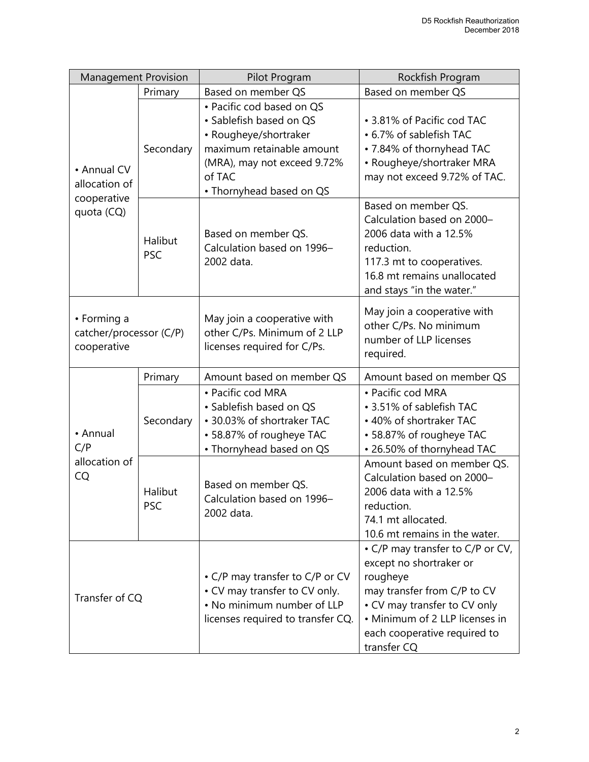| Management Provision | | Pilot Program | Rockfish Program |
|---|---|---|---|
| • Annual CV allocation of cooperative quota (CQ) | Primary | Based on member QS | Based on member QS |
| | Secondary | • Pacific cod based on QS<br>• Sablefish based on QS<br>• Rougheye/shortraker maximum retainable amount (MRA), may not exceed 9.72% of TAC<br>• Thornyhead based on QS | • 3.81% of Pacific cod TAC<br>• 6.7% of sablefish TAC<br>• 7.84% of thornyhead TAC<br>• Rougheye/shortraker MRA may not exceed 9.72% of TAC. |
| | Halibut PSC | Based on member QS. Calculation based on 1996–2002 data. | Based on member QS. Calculation based on 2000–2006 data with a 12.5% reduction.<br>117.3 mt to cooperatives.<br>16.8 mt remains unallocated and stays "in the water." |
| • Forming a catcher/processor (C/P) cooperative | | May join a cooperative with other C/Ps. Minimum of 2 LLP licenses required for C/Ps. | May join a cooperative with other C/Ps. No minimum number of LLP licenses required. |
| • Annual C/P allocation of CQ | Primary | Amount based on member QS | Amount based on member QS |
| | Secondary | • Pacific cod MRA<br>• Sablefish based on QS<br>• 30.03% of shortraker TAC<br>• 58.87% of rougheye TAC<br>• Thornyhead based on QS | • Pacific cod MRA<br>• 3.51% of sablefish TAC<br>• 40% of shortraker TAC<br>• 58.87% of rougheye TAC<br>• 26.50% of thornyhead TAC |
| | Halibut PSC | Based on member QS. Calculation based on 1996–2002 data. | Amount based on member QS. Calculation based on 2000–2006 data with a 12.5% reduction.<br>74.1 mt allocated.<br>10.6 mt remains in the water. |
| Transfer of CQ | | • C/P may transfer to C/P or CV<br>• CV may transfer to CV only.<br>• No minimum number of LLP licenses required to transfer CQ. | • C/P may transfer to C/P or CV, except no shortraker or rougheye may transfer from C/P to CV<br>• CV may transfer to CV only<br>• Minimum of 2 LLP licenses in each cooperative required to transfer CQ |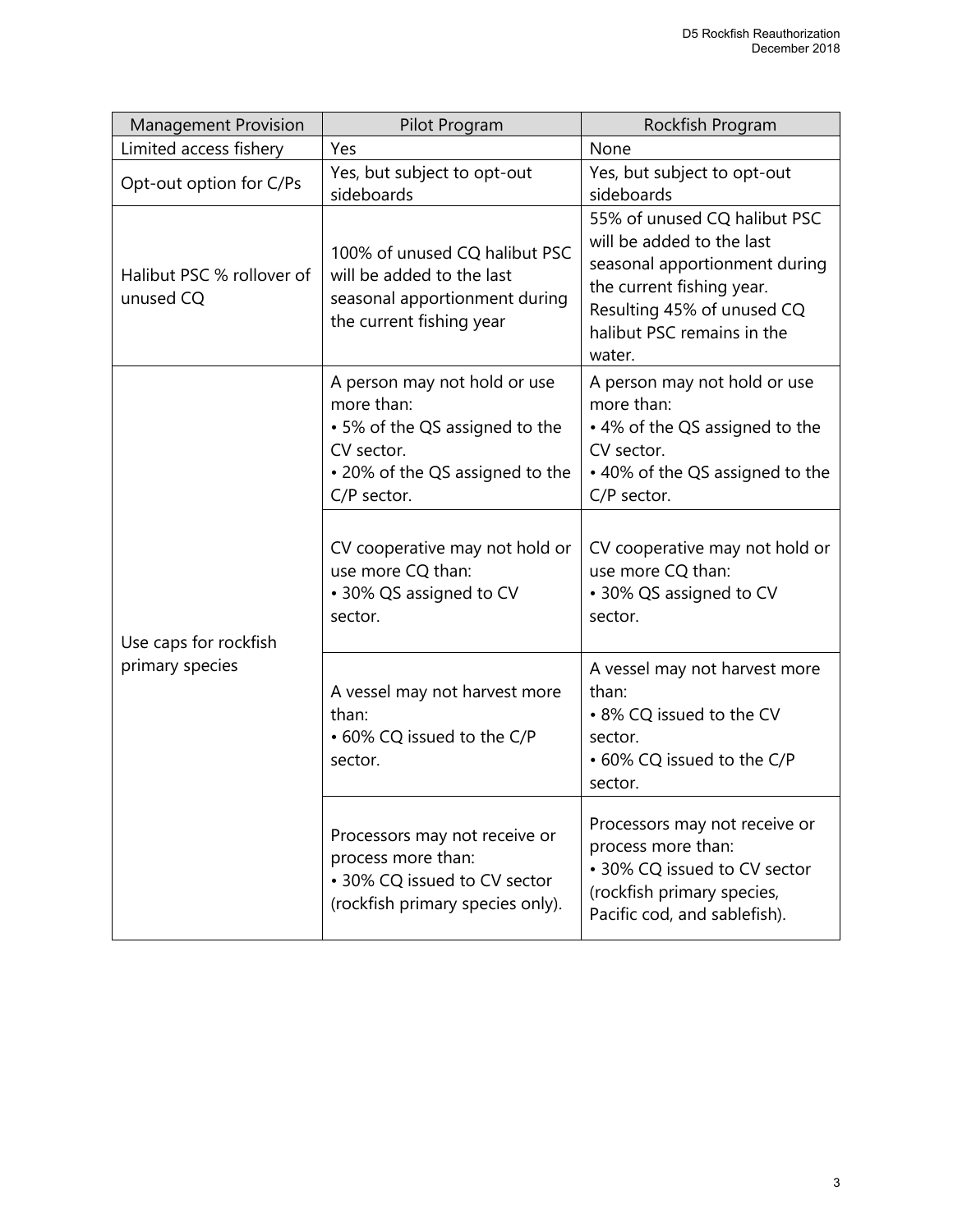| Management Provision | Pilot Program | Rockfish Program |
|---|---|---|
| Limited access fishery | Yes | None |
| Opt-out option for C/Ps | Yes, but subject to opt-out sideboards | Yes, but subject to opt-out sideboards |
| Halibut PSC % rollover of unused CQ | 100% of unused CQ halibut PSC will be added to the last seasonal apportionment during the current fishing year | 55% of unused CQ halibut PSC will be added to the last seasonal apportionment during the current fishing year. Resulting 45% of unused CQ halibut PSC remains in the water. |
| Use caps for rockfish primary species | A person may not hold or use more than:<br>• 5% of the QS assigned to the CV sector.<br>• 20% of the QS assigned to the C/P sector. | A person may not hold or use more than:<br>• 4% of the QS assigned to the CV sector.<br>• 40% of the QS assigned to the C/P sector. |
| | CV cooperative may not hold or use more CQ than:<br>• 30% QS assigned to CV sector. | CV cooperative may not hold or use more CQ than:<br>• 30% QS assigned to CV sector. |
| | A vessel may not harvest more than:<br>• 60% CQ issued to the C/P sector. | A vessel may not harvest more than:<br>• 8% CQ issued to the CV sector.<br>• 60% CQ issued to the C/P sector. |
| | Processors may not receive or process more than:<br>• 30% CQ issued to CV sector (rockfish primary species only). | Processors may not receive or process more than:<br>• 30% CQ issued to CV sector (rockfish primary species, Pacific cod, and sablefish). |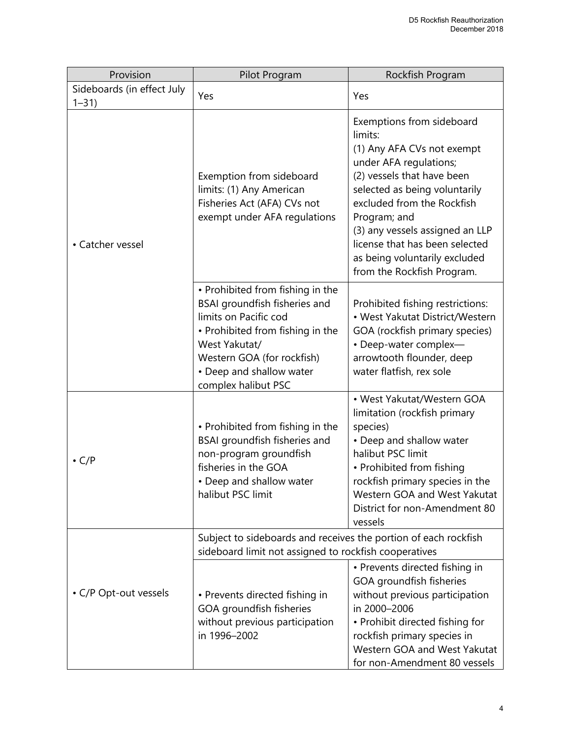| Provision | Pilot Program | Rockfish Program |
|---|---|---|
| Sideboards (in effect July 1–31) | Yes | Yes |
| • Catcher vessel | Exemption from sideboard limits: (1) Any American Fisheries Act (AFA) CVs not exempt under AFA regulations | Exemptions from sideboard limits: (1) Any AFA CVs not exempt under AFA regulations; (2) vessels that have been selected as being voluntarily excluded from the Rockfish Program; and (3) any vessels assigned an LLP license that has been selected as being voluntarily excluded from the Rockfish Program. |
| | • Prohibited from fishing in the BSAI groundfish fisheries and limits on Pacific cod • Prohibited from fishing in the West Yakutat/ Western GOA (for rockfish) • Deep and shallow water complex halibut PSC | Prohibited fishing restrictions: • West Yakutat District/Western GOA (rockfish primary species) • Deep-water complex—arrowtooth flounder, deep water flatfish, rex sole |
| • C/P | • Prohibited from fishing in the BSAI groundfish fisheries and non-program groundfish fisheries in the GOA • Deep and shallow water halibut PSC limit | • West Yakutat/Western GOA limitation (rockfish primary species) • Deep and shallow water halibut PSC limit • Prohibited from fishing rockfish primary species in the Western GOA and West Yakutat District for non-Amendment 80 vessels |
| • C/P Opt-out vessels | Subject to sideboards and receives the portion of each rockfish sideboard limit not assigned to rockfish cooperatives | |
| | • Prevents directed fishing in GOA groundfish fisheries without previous participation in 1996–2002 | • Prevents directed fishing in GOA groundfish fisheries without previous participation in 2000–2006 • Prohibit directed fishing for rockfish primary species in Western GOA and West Yakutat for non-Amendment 80 vessels |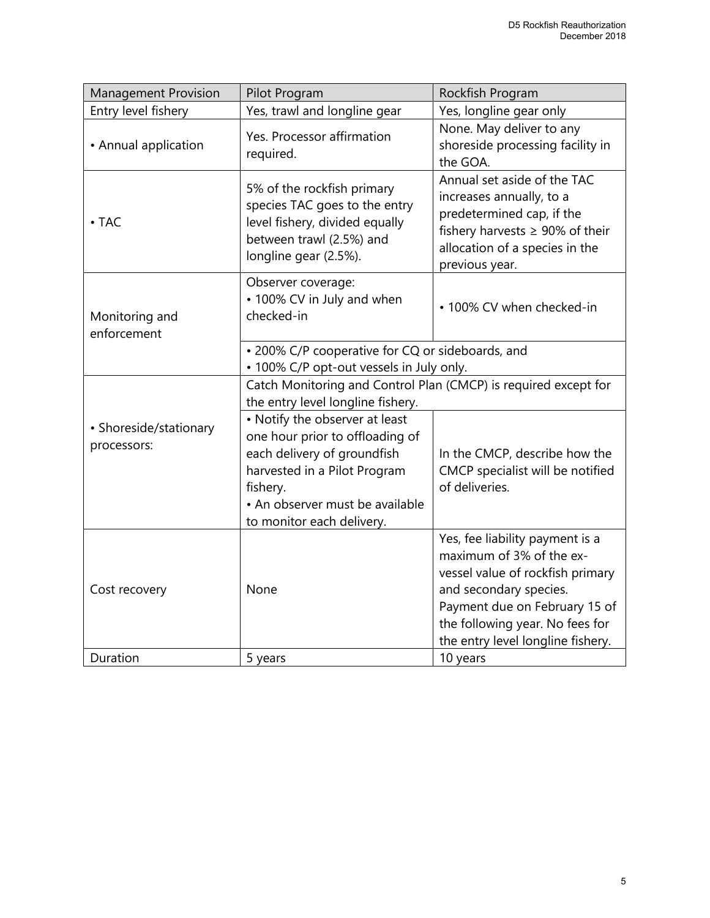| Management Provision | Pilot Program | Rockfish Program |
|---|---|---|
| Entry level fishery | Yes, trawl and longline gear | Yes, longline gear only |
| • Annual application | Yes. Processor affirmation required. | None. May deliver to any shoreside processing facility in the GOA. |
| • TAC | 5% of the rockfish primary species TAC goes to the entry level fishery, divided equally between trawl (2.5%) and longline gear (2.5%). | Annual set aside of the TAC increases annually, to a predetermined cap, if the fishery harvests ≥ 90% of their allocation of a species in the previous year. |
| Monitoring and enforcement | Observer coverage:<br>• 100% CV in July and when checked-in | • 100% CV when checked-in |
| | • 200% C/P cooperative for CQ or sideboards, and<br>• 100% C/P opt-out vessels in July only. | |
| • Shoreside/stationary processors: | Catch Monitoring and Control Plan (CMCP) is required except for the entry level longline fishery. | |
| | • Notify the observer at least one hour prior to offloading of each delivery of groundfish harvested in a Pilot Program fishery.<br>• An observer must be available to monitor each delivery. | In the CMCP, describe how the CMCP specialist will be notified of deliveries. |
| Cost recovery | None | Yes, fee liability payment is a maximum of 3% of the ex-vessel value of rockfish primary and secondary species. Payment due on February 15 of the following year. No fees for the entry level longline fishery. |
| Duration | 5 years | 10 years |